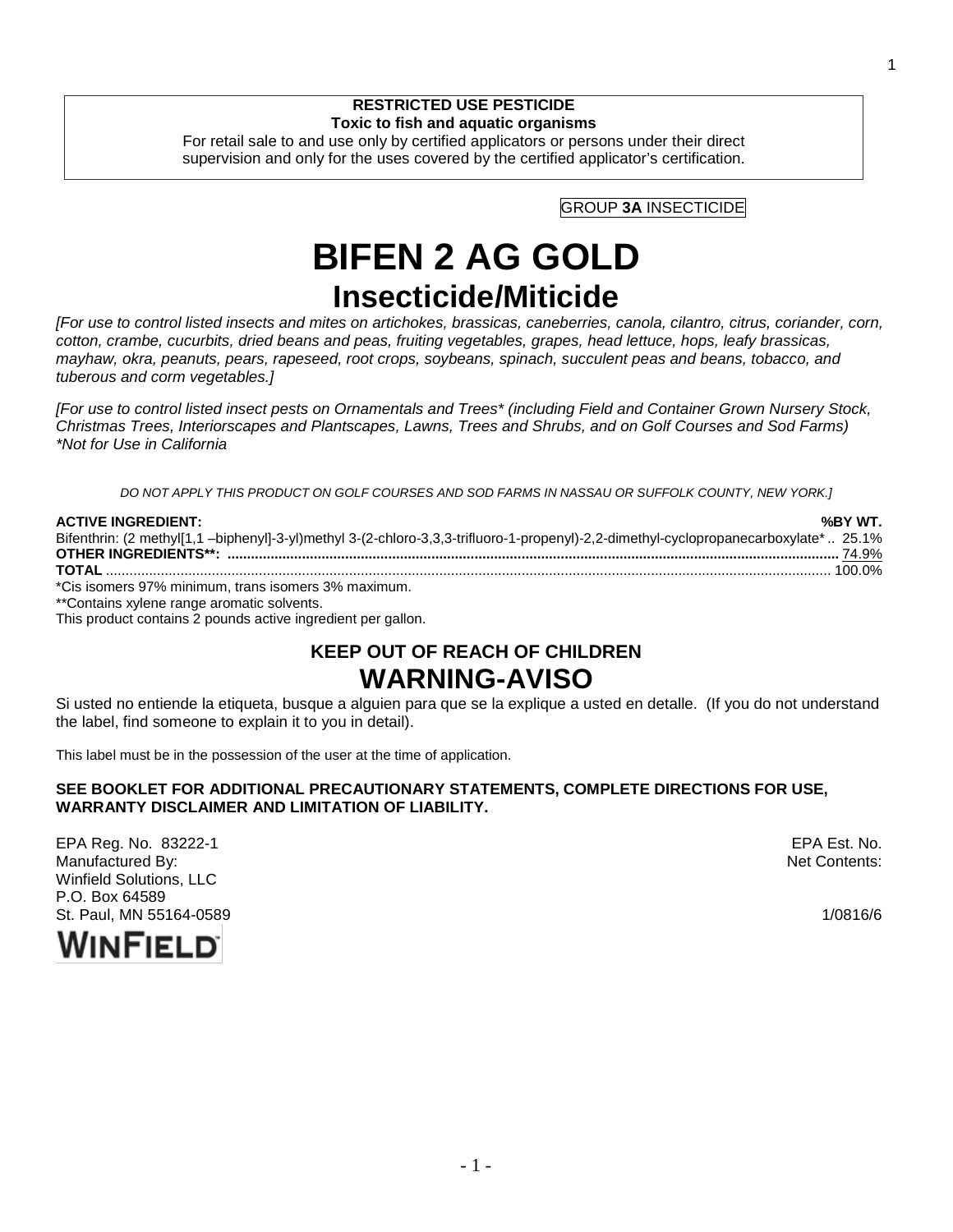**RESTRICTED USE PESTICIDE**
**Toxic to fish and aquatic organisms**
For retail sale to and use only by certified applicators or persons under their direct supervision and only for the uses covered by the certified applicator's certification.

GROUP **3A** INSECTICIDE

# BIFEN 2 AG GOLD

## Insecticide/Miticide

*[For use to control listed insects and mites on artichokes, brassicas, caneberries, canola, cilantro, citrus, coriander, corn, cotton, crambe, cucurbits, dried beans and peas, fruiting vegetables, grapes, head lettuce, hops, leafy brassicas, mayhaw, okra, peanuts, pears, rapeseed, root crops, soybeans, spinach, succulent peas and beans, tobacco, and tuberous and corm vegetables.]*

*[For use to control listed insect pests on Ornamentals and Trees* (including Field and Container Grown Nursery Stock, Christmas Trees, Interiorscapes and Plantscapes, Lawns, Trees and Shrubs, and on Golf Courses and Sod Farms)*
**Not for Use in California*

*DO NOT APPLY THIS PRODUCT ON GOLF COURSES AND SOD FARMS IN NASSAU OR SUFFOLK COUNTY, NEW YORK.]*

| **ACTIVE INGREDIENT:** | **%BY WT.** |
|---|---|
| Bifenthrin: (2 methyl[1,1 –biphenyl]-3-yl)methyl 3-(2-chloro-3,3,3-trifluoro-1-propenyl)-2,2-dimethyl-cyclopropanecarboxylate* | 25.1% |
| **OTHER INGREDIENTS**:** | 74.9% |
| **TOTAL** | 100.0% |

*Cis isomers 97% minimum, trans isomers 3% maximum.
**Contains xylene range aromatic solvents.
This product contains 2 pounds active ingredient per gallon.

## KEEP OUT OF REACH OF CHILDREN

## WARNING-AVISO

Si usted no entiende la etiqueta, busque a alguien para que se la explique a usted en detalle. (If you do not understand the label, find someone to explain it to you in detail).

This label must be in the possession of the user at the time of application.

**SEE BOOKLET FOR ADDITIONAL PRECAUTIONARY STATEMENTS, COMPLETE DIRECTIONS FOR USE, WARRANTY DISCLAIMER AND LIMITATION OF LIABILITY.**

EPA Reg. No. 83222-1
Manufactured By:
Winfield Solutions, LLC
P.O. Box 64589
St. Paul, MN 55164-0589

EPA Est. No.
Net Contents:

1/0816/6

WINFIELD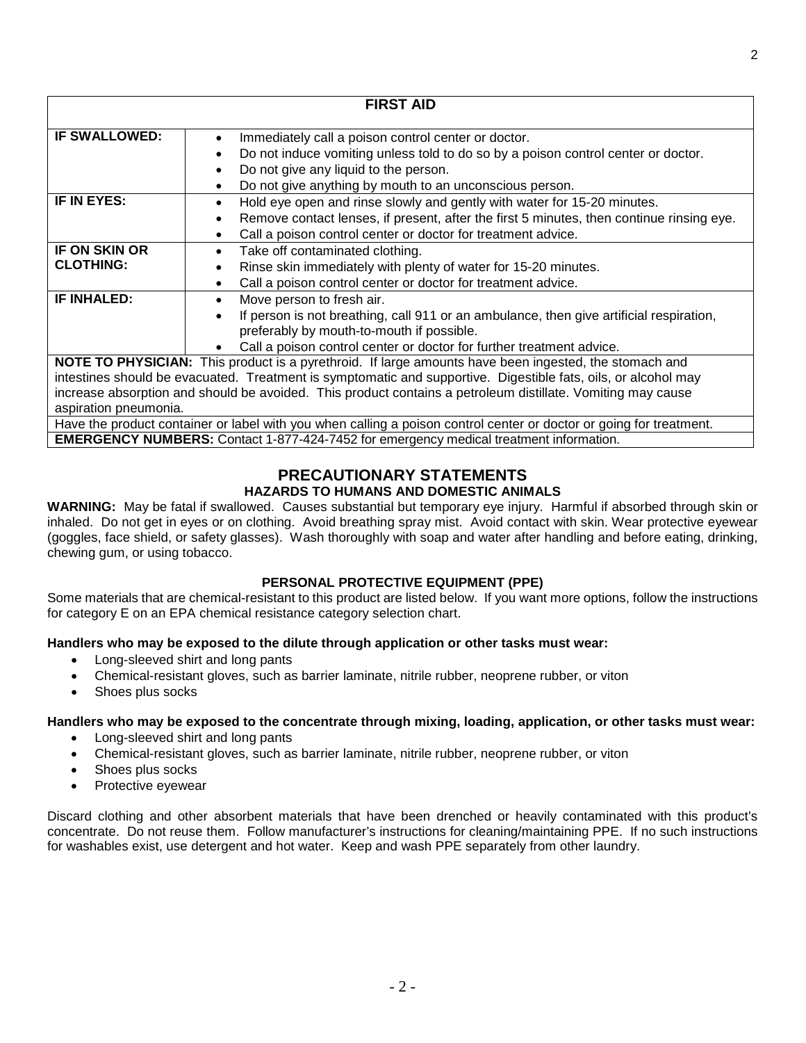| FIRST AID | |
|---|---|
| **IF SWALLOWED:** | • Immediately call a poison control center or doctor.<br>• Do not induce vomiting unless told to do so by a poison control center or doctor.<br>• Do not give any liquid to the person.<br>• Do not give anything by mouth to an unconscious person. |
| **IF IN EYES:** | • Hold eye open and rinse slowly and gently with water for 15-20 minutes.<br>• Remove contact lenses, if present, after the first 5 minutes, then continue rinsing eye.<br>• Call a poison control center or doctor for treatment advice. |
| **IF ON SKIN OR CLOTHING:** | • Take off contaminated clothing.<br>• Rinse skin immediately with plenty of water for 15-20 minutes.<br>• Call a poison control center or doctor for treatment advice. |
| **IF INHALED:** | • Move person to fresh air.<br>• If person is not breathing, call 911 or an ambulance, then give artificial respiration, preferably by mouth-to-mouth if possible.<br>• Call a poison control center or doctor for further treatment advice. |
| **NOTE TO PHYSICIAN:** This product is a pyrethroid. If large amounts have been ingested, the stomach and intestines should be evacuated. Treatment is symptomatic and supportive. Digestible fats, oils, or alcohol may increase absorption and should be avoided. This product contains a petroleum distillate. Vomiting may cause aspiration pneumonia. | |
| Have the product container or label with you when calling a poison control center or doctor or going for treatment. | |
| **EMERGENCY NUMBERS:** Contact 1-877-424-7452 for emergency medical treatment information. | |

# PRECAUTIONARY STATEMENTS

## HAZARDS TO HUMANS AND DOMESTIC ANIMALS

**WARNING:** May be fatal if swallowed. Causes substantial but temporary eye injury. Harmful if absorbed through skin or inhaled. Do not get in eyes or on clothing. Avoid breathing spray mist. Avoid contact with skin. Wear protective eyewear (goggles, face shield, or safety glasses). Wash thoroughly with soap and water after handling and before eating, drinking, chewing gum, or using tobacco.

### PERSONAL PROTECTIVE EQUIPMENT (PPE)

Some materials that are chemical-resistant to this product are listed below. If you want more options, follow the instructions for category E on an EPA chemical resistance category selection chart.

**Handlers who may be exposed to the dilute through application or other tasks must wear:**

- Long-sleeved shirt and long pants
- Chemical-resistant gloves, such as barrier laminate, nitrile rubber, neoprene rubber, or viton
- Shoes plus socks

**Handlers who may be exposed to the concentrate through mixing, loading, application, or other tasks must wear:**

- Long-sleeved shirt and long pants
- Chemical-resistant gloves, such as barrier laminate, nitrile rubber, neoprene rubber, or viton
- Shoes plus socks
- Protective eyewear

Discard clothing and other absorbent materials that have been drenched or heavily contaminated with this product's concentrate. Do not reuse them. Follow manufacturer's instructions for cleaning/maintaining PPE. If no such instructions for washables exist, use detergent and hot water. Keep and wash PPE separately from other laundry.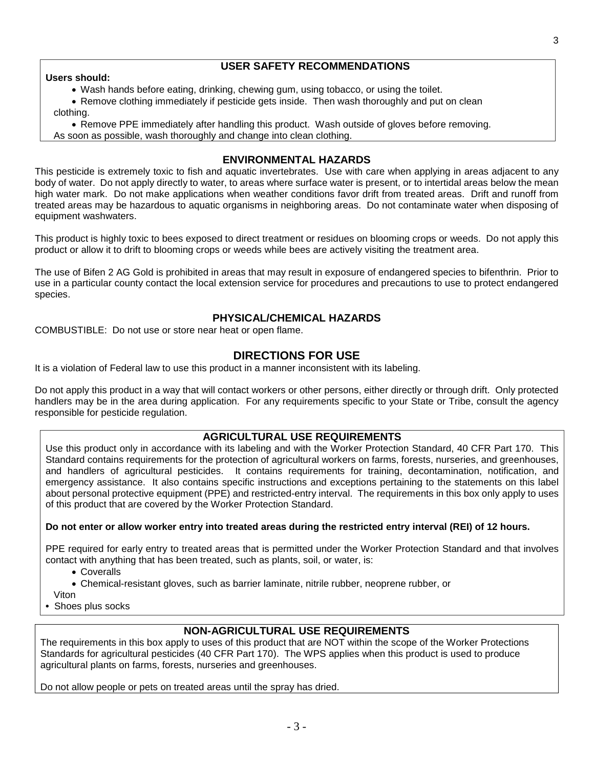## USER SAFETY RECOMMENDATIONS

**Users should:**

- Wash hands before eating, drinking, chewing gum, using tobacco, or using the toilet.
- Remove clothing immediately if pesticide gets inside. Then wash thoroughly and put on clean clothing.
- Remove PPE immediately after handling this product. Wash outside of gloves before removing. As soon as possible, wash thoroughly and change into clean clothing.

## ENVIRONMENTAL HAZARDS

This pesticide is extremely toxic to fish and aquatic invertebrates. Use with care when applying in areas adjacent to any body of water. Do not apply directly to water, to areas where surface water is present, or to intertidal areas below the mean high water mark. Do not make applications when weather conditions favor drift from treated areas. Drift and runoff from treated areas may be hazardous to aquatic organisms in neighboring areas. Do not contaminate water when disposing of equipment washwaters.

This product is highly toxic to bees exposed to direct treatment or residues on blooming crops or weeds. Do not apply this product or allow it to drift to blooming crops or weeds while bees are actively visiting the treatment area.

The use of Bifen 2 AG Gold is prohibited in areas that may result in exposure of endangered species to bifenthrin. Prior to use in a particular county contact the local extension service for procedures and precautions to use to protect endangered species.

## PHYSICAL/CHEMICAL HAZARDS

COMBUSTIBLE: Do not use or store near heat or open flame.

# DIRECTIONS FOR USE

It is a violation of Federal law to use this product in a manner inconsistent with its labeling.

Do not apply this product in a way that will contact workers or other persons, either directly or through drift. Only protected handlers may be in the area during application. For any requirements specific to your State or Tribe, consult the agency responsible for pesticide regulation.

## AGRICULTURAL USE REQUIREMENTS

Use this product only in accordance with its labeling and with the Worker Protection Standard, 40 CFR Part 170. This Standard contains requirements for the protection of agricultural workers on farms, forests, nurseries, and greenhouses, and handlers of agricultural pesticides. It contains requirements for training, decontamination, notification, and emergency assistance. It also contains specific instructions and exceptions pertaining to the statements on this label about personal protective equipment (PPE) and restricted-entry interval. The requirements in this box only apply to uses of this product that are covered by the Worker Protection Standard.

**Do not enter or allow worker entry into treated areas during the restricted entry interval (REI) of 12 hours.**

PPE required for early entry to treated areas that is permitted under the Worker Protection Standard and that involves contact with anything that has been treated, such as plants, soil, or water, is:

- Coveralls
- Chemical-resistant gloves, such as barrier laminate, nitrile rubber, neoprene rubber, or Viton
- Shoes plus socks

## NON-AGRICULTURAL USE REQUIREMENTS

The requirements in this box apply to uses of this product that are NOT within the scope of the Worker Protections Standards for agricultural pesticides (40 CFR Part 170). The WPS applies when this product is used to produce agricultural plants on farms, forests, nurseries and greenhouses.

Do not allow people or pets on treated areas until the spray has dried.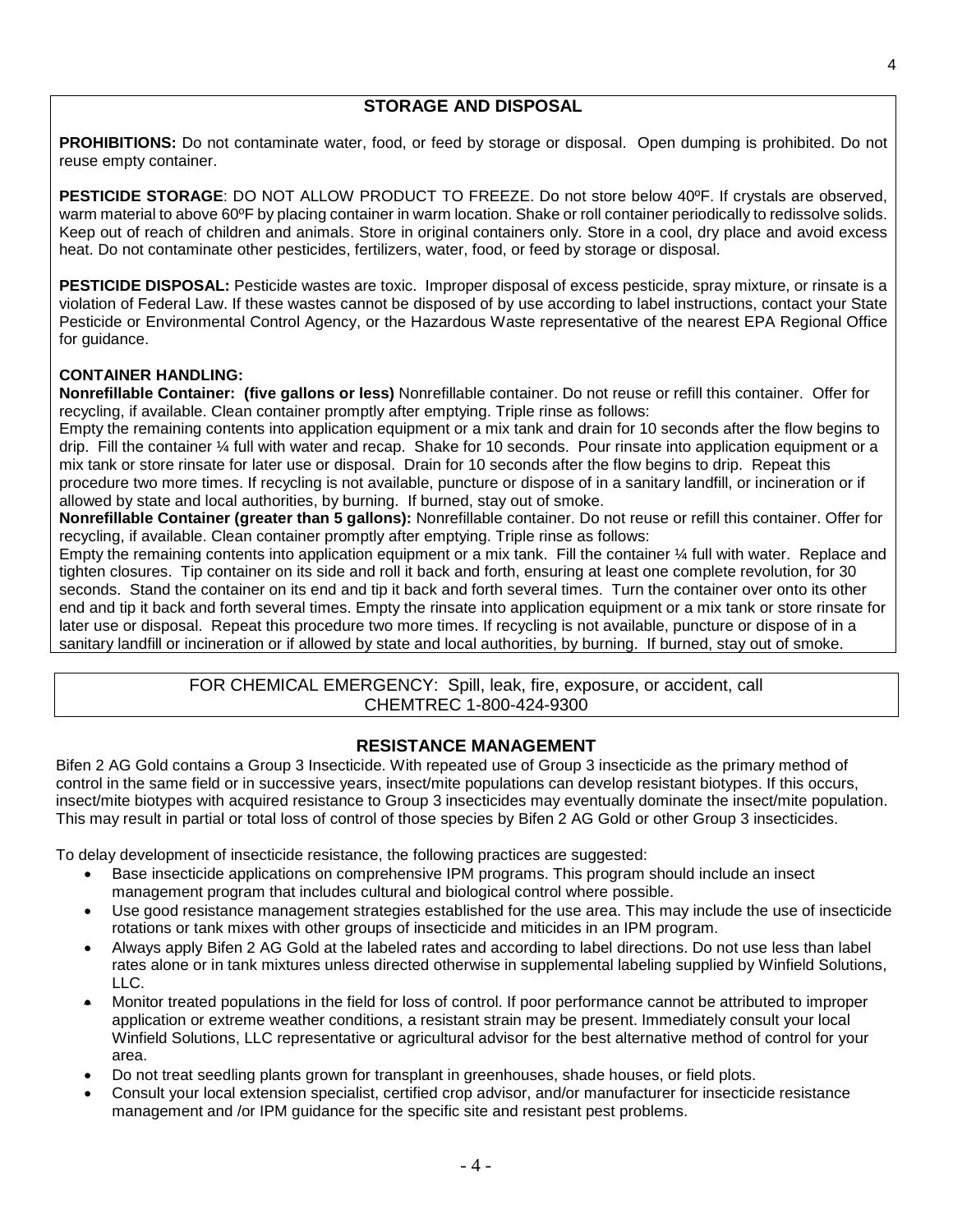## STORAGE AND DISPOSAL

**PROHIBITIONS:** Do not contaminate water, food, or feed by storage or disposal. Open dumping is prohibited. Do not reuse empty container.

**PESTICIDE STORAGE**: DO NOT ALLOW PRODUCT TO FREEZE. Do not store below 40ºF. If crystals are observed, warm material to above 60ºF by placing container in warm location. Shake or roll container periodically to redissolve solids. Keep out of reach of children and animals. Store in original containers only. Store in a cool, dry place and avoid excess heat. Do not contaminate other pesticides, fertilizers, water, food, or feed by storage or disposal.

**PESTICIDE DISPOSAL:** Pesticide wastes are toxic. Improper disposal of excess pesticide, spray mixture, or rinsate is a violation of Federal Law. If these wastes cannot be disposed of by use according to label instructions, contact your State Pesticide or Environmental Control Agency, or the Hazardous Waste representative of the nearest EPA Regional Office for guidance.

**CONTAINER HANDLING:**

**Nonrefillable Container: (five gallons or less)** Nonrefillable container. Do not reuse or refill this container. Offer for recycling, if available. Clean container promptly after emptying. Triple rinse as follows:
Empty the remaining contents into application equipment or a mix tank and drain for 10 seconds after the flow begins to drip. Fill the container ¼ full with water and recap. Shake for 10 seconds. Pour rinsate into application equipment or a mix tank or store rinsate for later use or disposal. Drain for 10 seconds after the flow begins to drip. Repeat this procedure two more times. If recycling is not available, puncture or dispose of in a sanitary landfill, or incineration or if allowed by state and local authorities, by burning. If burned, stay out of smoke.

**Nonrefillable Container (greater than 5 gallons):** Nonrefillable container. Do not reuse or refill this container. Offer for recycling, if available. Clean container promptly after emptying. Triple rinse as follows:
Empty the remaining contents into application equipment or a mix tank. Fill the container ¼ full with water. Replace and tighten closures. Tip container on its side and roll it back and forth, ensuring at least one complete revolution, for 30 seconds. Stand the container on its end and tip it back and forth several times. Turn the container over onto its other end and tip it back and forth several times. Empty the rinsate into application equipment or a mix tank or store rinsate for later use or disposal. Repeat this procedure two more times. If recycling is not available, puncture or dispose of in a sanitary landfill or incineration or if allowed by state and local authorities, by burning. If burned, stay out of smoke.

FOR CHEMICAL EMERGENCY: Spill, leak, fire, exposure, or accident, call CHEMTREC 1-800-424-9300

## RESISTANCE MANAGEMENT

Bifen 2 AG Gold contains a Group 3 Insecticide. With repeated use of Group 3 insecticide as the primary method of control in the same field or in successive years, insect/mite populations can develop resistant biotypes. If this occurs, insect/mite biotypes with acquired resistance to Group 3 insecticides may eventually dominate the insect/mite population. This may result in partial or total loss of control of those species by Bifen 2 AG Gold or other Group 3 insecticides.

To delay development of insecticide resistance, the following practices are suggested:

- Base insecticide applications on comprehensive IPM programs. This program should include an insect management program that includes cultural and biological control where possible.
- Use good resistance management strategies established for the use area. This may include the use of insecticide rotations or tank mixes with other groups of insecticide and miticides in an IPM program.
- Always apply Bifen 2 AG Gold at the labeled rates and according to label directions. Do not use less than label rates alone or in tank mixtures unless directed otherwise in supplemental labeling supplied by Winfield Solutions, LLC.
- Monitor treated populations in the field for loss of control. If poor performance cannot be attributed to improper application or extreme weather conditions, a resistant strain may be present. Immediately consult your local Winfield Solutions, LLC representative or agricultural advisor for the best alternative method of control for your area.
- Do not treat seedling plants grown for transplant in greenhouses, shade houses, or field plots.
- Consult your local extension specialist, certified crop advisor, and/or manufacturer for insecticide resistance management and /or IPM guidance for the specific site and resistant pest problems.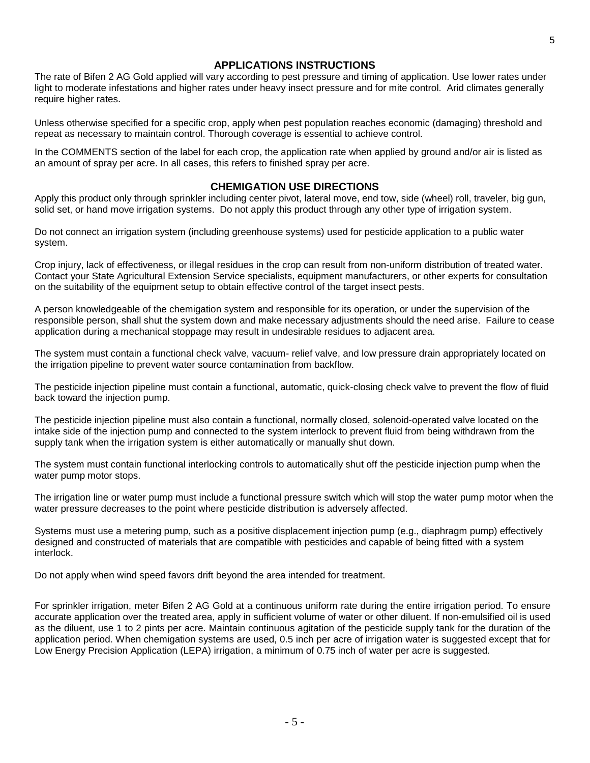## APPLICATIONS INSTRUCTIONS

The rate of Bifen 2 AG Gold applied will vary according to pest pressure and timing of application. Use lower rates under light to moderate infestations and higher rates under heavy insect pressure and for mite control. Arid climates generally require higher rates.

Unless otherwise specified for a specific crop, apply when pest population reaches economic (damaging) threshold and repeat as necessary to maintain control. Thorough coverage is essential to achieve control.

In the COMMENTS section of the label for each crop, the application rate when applied by ground and/or air is listed as an amount of spray per acre. In all cases, this refers to finished spray per acre.

## CHEMIGATION USE DIRECTIONS

Apply this product only through sprinkler including center pivot, lateral move, end tow, side (wheel) roll, traveler, big gun, solid set, or hand move irrigation systems. Do not apply this product through any other type of irrigation system.

Do not connect an irrigation system (including greenhouse systems) used for pesticide application to a public water system.

Crop injury, lack of effectiveness, or illegal residues in the crop can result from non-uniform distribution of treated water. Contact your State Agricultural Extension Service specialists, equipment manufacturers, or other experts for consultation on the suitability of the equipment setup to obtain effective control of the target insect pests.

A person knowledgeable of the chemigation system and responsible for its operation, or under the supervision of the responsible person, shall shut the system down and make necessary adjustments should the need arise. Failure to cease application during a mechanical stoppage may result in undesirable residues to adjacent area.

The system must contain a functional check valve, vacuum- relief valve, and low pressure drain appropriately located on the irrigation pipeline to prevent water source contamination from backflow.

The pesticide injection pipeline must contain a functional, automatic, quick-closing check valve to prevent the flow of fluid back toward the injection pump.

The pesticide injection pipeline must also contain a functional, normally closed, solenoid-operated valve located on the intake side of the injection pump and connected to the system interlock to prevent fluid from being withdrawn from the supply tank when the irrigation system is either automatically or manually shut down.

The system must contain functional interlocking controls to automatically shut off the pesticide injection pump when the water pump motor stops.

The irrigation line or water pump must include a functional pressure switch which will stop the water pump motor when the water pressure decreases to the point where pesticide distribution is adversely affected.

Systems must use a metering pump, such as a positive displacement injection pump (e.g., diaphragm pump) effectively designed and constructed of materials that are compatible with pesticides and capable of being fitted with a system interlock.

Do not apply when wind speed favors drift beyond the area intended for treatment.

For sprinkler irrigation, meter Bifen 2 AG Gold at a continuous uniform rate during the entire irrigation period. To ensure accurate application over the treated area, apply in sufficient volume of water or other diluent. If non-emulsified oil is used as the diluent, use 1 to 2 pints per acre. Maintain continuous agitation of the pesticide supply tank for the duration of the application period. When chemigation systems are used, 0.5 inch per acre of irrigation water is suggested except that for Low Energy Precision Application (LEPA) irrigation, a minimum of 0.75 inch of water per acre is suggested.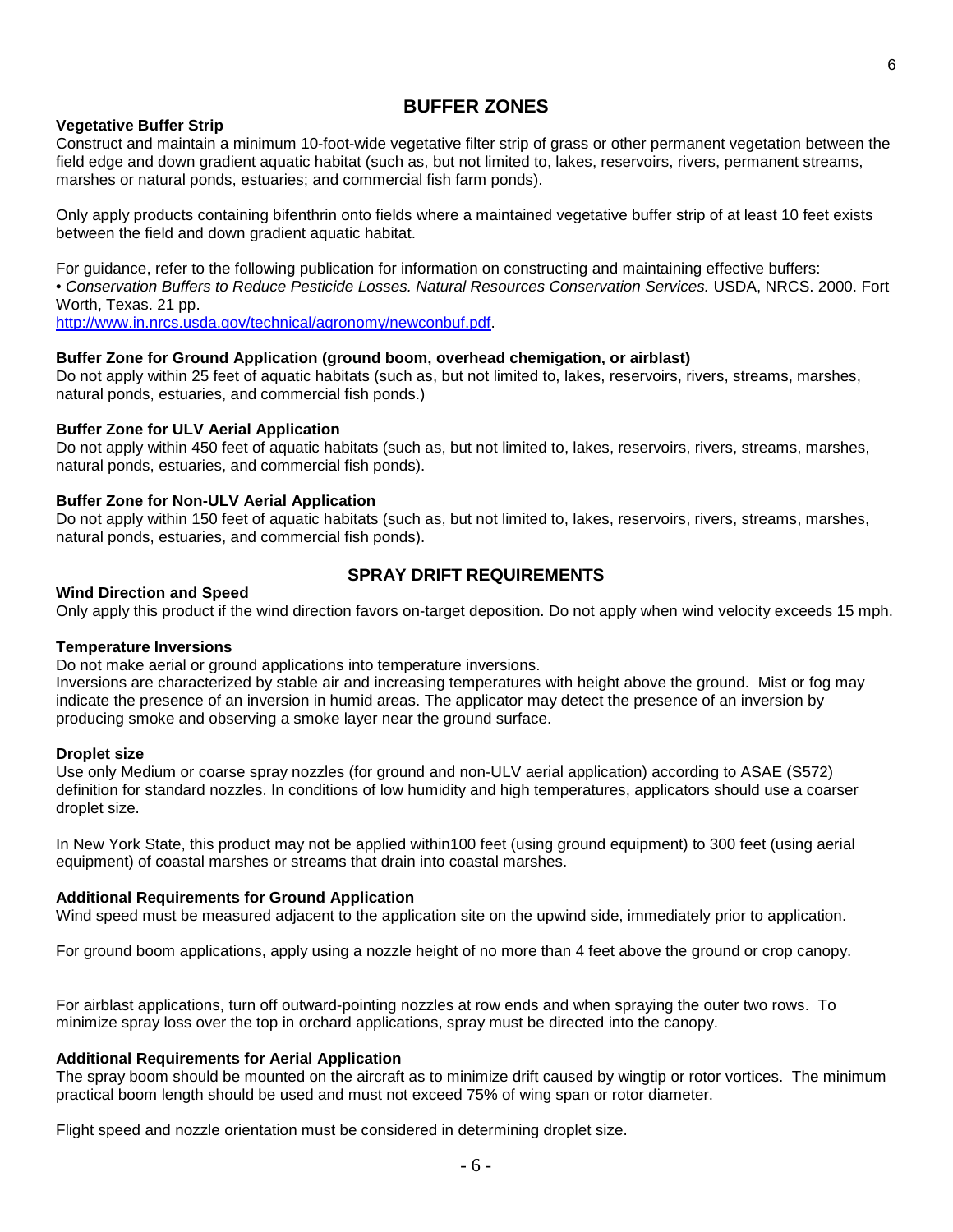## BUFFER ZONES

**Vegetative Buffer Strip**

Construct and maintain a minimum 10-foot-wide vegetative filter strip of grass or other permanent vegetation between the field edge and down gradient aquatic habitat (such as, but not limited to, lakes, reservoirs, rivers, permanent streams, marshes or natural ponds, estuaries; and commercial fish farm ponds).

Only apply products containing bifenthrin onto fields where a maintained vegetative buffer strip of at least 10 feet exists between the field and down gradient aquatic habitat.

For guidance, refer to the following publication for information on constructing and maintaining effective buffers:

• *Conservation Buffers to Reduce Pesticide Losses. Natural Resources Conservation Services.* USDA, NRCS. 2000. Fort Worth, Texas. 21 pp.

http://www.in.nrcs.usda.gov/technical/agronomy/newconbuf.pdf.

**Buffer Zone for Ground Application (ground boom, overhead chemigation, or airblast)**

Do not apply within 25 feet of aquatic habitats (such as, but not limited to, lakes, reservoirs, rivers, streams, marshes, natural ponds, estuaries, and commercial fish ponds.)

**Buffer Zone for ULV Aerial Application**

Do not apply within 450 feet of aquatic habitats (such as, but not limited to, lakes, reservoirs, rivers, streams, marshes, natural ponds, estuaries, and commercial fish ponds).

**Buffer Zone for Non-ULV Aerial Application**

Do not apply within 150 feet of aquatic habitats (such as, but not limited to, lakes, reservoirs, rivers, streams, marshes, natural ponds, estuaries, and commercial fish ponds).

## SPRAY DRIFT REQUIREMENTS

**Wind Direction and Speed**

Only apply this product if the wind direction favors on-target deposition. Do not apply when wind velocity exceeds 15 mph.

**Temperature Inversions**

Do not make aerial or ground applications into temperature inversions.

Inversions are characterized by stable air and increasing temperatures with height above the ground. Mist or fog may indicate the presence of an inversion in humid areas. The applicator may detect the presence of an inversion by producing smoke and observing a smoke layer near the ground surface.

**Droplet size**

Use only Medium or coarse spray nozzles (for ground and non-ULV aerial application) according to ASAE (S572) definition for standard nozzles. In conditions of low humidity and high temperatures, applicators should use a coarser droplet size.

In New York State, this product may not be applied within100 feet (using ground equipment) to 300 feet (using aerial equipment) of coastal marshes or streams that drain into coastal marshes.

**Additional Requirements for Ground Application**

Wind speed must be measured adjacent to the application site on the upwind side, immediately prior to application.

For ground boom applications, apply using a nozzle height of no more than 4 feet above the ground or crop canopy.

For airblast applications, turn off outward-pointing nozzles at row ends and when spraying the outer two rows. To minimize spray loss over the top in orchard applications, spray must be directed into the canopy.

**Additional Requirements for Aerial Application**

The spray boom should be mounted on the aircraft as to minimize drift caused by wingtip or rotor vortices. The minimum practical boom length should be used and must not exceed 75% of wing span or rotor diameter.

Flight speed and nozzle orientation must be considered in determining droplet size.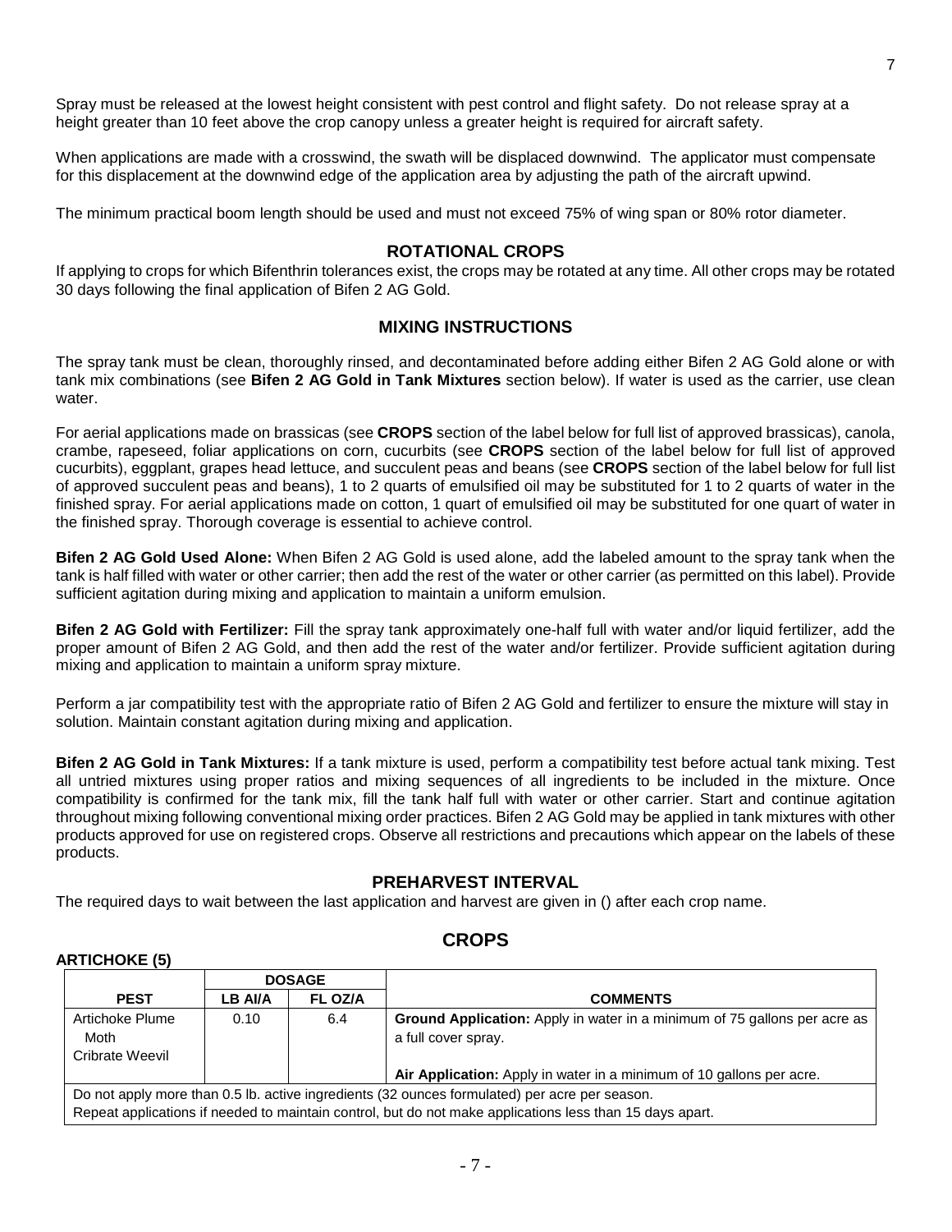Spray must be released at the lowest height consistent with pest control and flight safety. Do not release spray at a height greater than 10 feet above the crop canopy unless a greater height is required for aircraft safety.

When applications are made with a crosswind, the swath will be displaced downwind. The applicator must compensate for this displacement at the downwind edge of the application area by adjusting the path of the aircraft upwind.

The minimum practical boom length should be used and must not exceed 75% of wing span or 80% rotor diameter.

## ROTATIONAL CROPS

If applying to crops for which Bifenthrin tolerances exist, the crops may be rotated at any time. All other crops may be rotated 30 days following the final application of Bifen 2 AG Gold.

## MIXING INSTRUCTIONS

The spray tank must be clean, thoroughly rinsed, and decontaminated before adding either Bifen 2 AG Gold alone or with tank mix combinations (see **Bifen 2 AG Gold in Tank Mixtures** section below). If water is used as the carrier, use clean water.

For aerial applications made on brassicas (see **CROPS** section of the label below for full list of approved brassicas), canola, crambe, rapeseed, foliar applications on corn, cucurbits (see **CROPS** section of the label below for full list of approved cucurbits), eggplant, grapes head lettuce, and succulent peas and beans (see **CROPS** section of the label below for full list of approved succulent peas and beans), 1 to 2 quarts of emulsified oil may be substituted for 1 to 2 quarts of water in the finished spray. For aerial applications made on cotton, 1 quart of emulsified oil may be substituted for one quart of water in the finished spray. Thorough coverage is essential to achieve control.

**Bifen 2 AG Gold Used Alone:** When Bifen 2 AG Gold is used alone, add the labeled amount to the spray tank when the tank is half filled with water or other carrier; then add the rest of the water or other carrier (as permitted on this label). Provide sufficient agitation during mixing and application to maintain a uniform emulsion.

**Bifen 2 AG Gold with Fertilizer:** Fill the spray tank approximately one-half full with water and/or liquid fertilizer, add the proper amount of Bifen 2 AG Gold, and then add the rest of the water and/or fertilizer. Provide sufficient agitation during mixing and application to maintain a uniform spray mixture.

Perform a jar compatibility test with the appropriate ratio of Bifen 2 AG Gold and fertilizer to ensure the mixture will stay in solution. Maintain constant agitation during mixing and application.

**Bifen 2 AG Gold in Tank Mixtures:** If a tank mixture is used, perform a compatibility test before actual tank mixing. Test all untried mixtures using proper ratios and mixing sequences of all ingredients to be included in the mixture. Once compatibility is confirmed for the tank mix, fill the tank half full with water or other carrier. Start and continue agitation throughout mixing following conventional mixing order practices. Bifen 2 AG Gold may be applied in tank mixtures with other products approved for use on registered crops. Observe all restrictions and precautions which appear on the labels of these products.

## PREHARVEST INTERVAL

The required days to wait between the last application and harvest are given in () after each crop name.

## CROPS

**ARTICHOKE (5)**

| | DOSAGE | | |
|---|---|---|---|
| **PEST** | **LB AI/A** | **FL OZ/A** | **COMMENTS** |
| Artichoke Plume Moth<br>Cribrate Weevil | 0.10 | 6.4 | **Ground Application:** Apply in water in a minimum of 75 gallons per acre as a full cover spray.<br><br>**Air Application:** Apply in water in a minimum of 10 gallons per acre. |
| Do not apply more than 0.5 lb. active ingredients (32 ounces formulated) per acre per season.<br>Repeat applications if needed to maintain control, but do not make applications less than 15 days apart. | | | |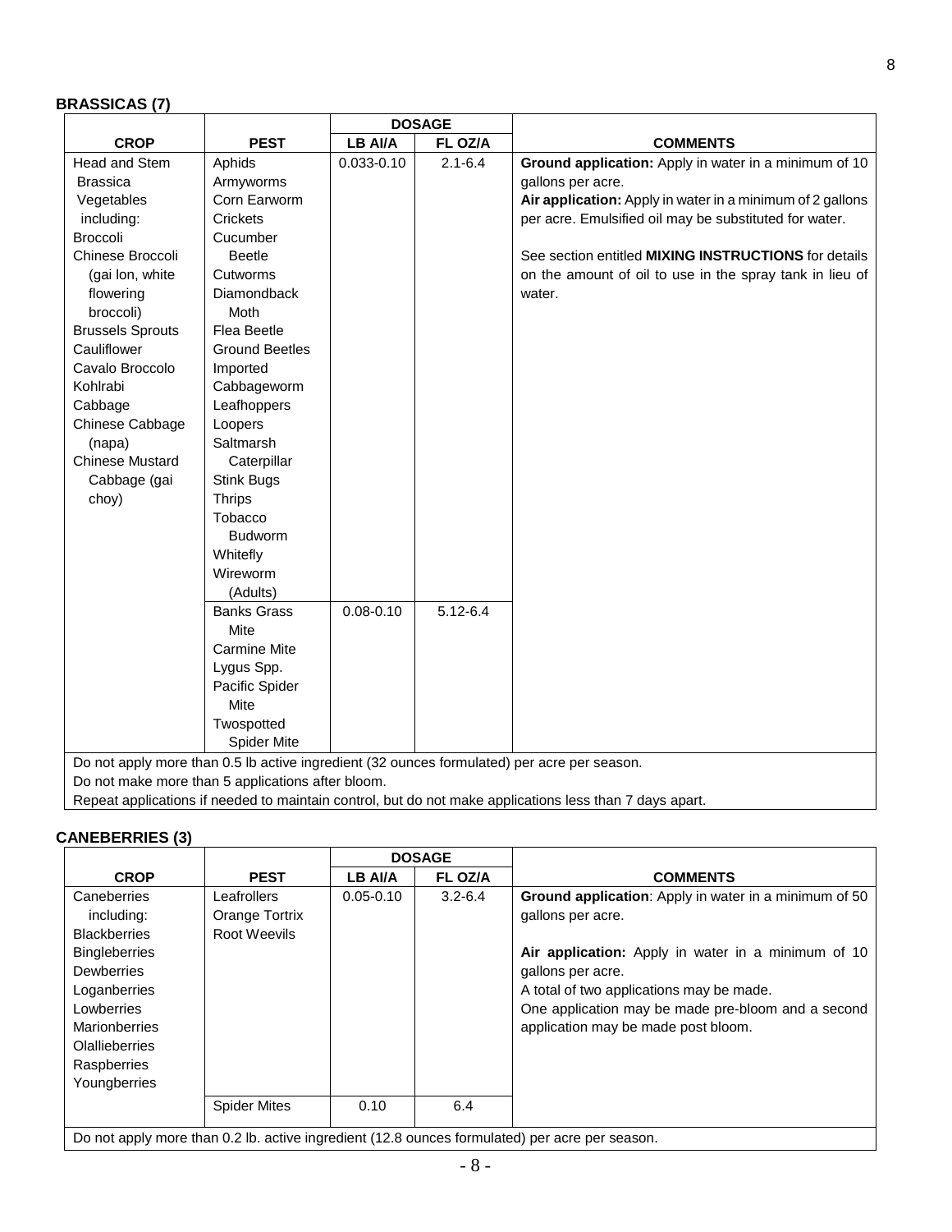## BRASSICAS (7)

| CROP | PEST | DOSAGE | | COMMENTS |
|---|---|---|---|---|
| | | LB AI/A | FL OZ/A | |
| Head and Stem Brassica Vegetables including: Broccoli Chinese Broccoli (gai lon, white flowering broccoli) Brussels Sprouts Cauliflower Cavalo Broccolo Kohlrabi Cabbage Chinese Cabbage (napa) Chinese Mustard Cabbage (gai choy) | Aphids Armyworms Corn Earworm Crickets Cucumber Beetle Cutworms Diamondback Moth Flea Beetle Ground Beetles Imported Cabbageworm Leafhoppers Loopers Saltmarsh Caterpillar Stink Bugs Thrips Tobacco Budworm Whitefly Wireworm (Adults) | 0.033-0.10 | 2.1-6.4 | **Ground application:** Apply in water in a minimum of 10 gallons per acre.<br>**Air application:** Apply in water in a minimum of 2 gallons per acre. Emulsified oil may be substituted for water.<br><br>See section entitled **MIXING INSTRUCTIONS** for details on the amount of oil to use in the spray tank in lieu of water. |
| | Banks Grass Mite Carmine Mite Lygus Spp. Pacific Spider Mite Twospotted Spider Mite | 0.08-0.10 | 5.12-6.4 | |
| Do not apply more than 0.5 lb active ingredient (32 ounces formulated) per acre per season.<br>Do not make more than 5 applications after bloom.<br>Repeat applications if needed to maintain control, but do not make applications less than 7 days apart. | | | | |

## CANEBERRIES (3)

| CROP | PEST | DOSAGE | | COMMENTS |
|---|---|---|---|---|
| | | LB AI/A | FL OZ/A | |
| Caneberries including: Blackberries Bingleberries Dewberries Loganberries Lowberries Marionberries Olallieberries Raspberries Youngberries | Leafrollers Orange Tortrix Root Weevils | 0.05-0.10 | 3.2-6.4 | **Ground application**: Apply in water in a minimum of 50 gallons per acre.<br><br>**Air application:** Apply in water in a minimum of 10 gallons per acre.<br>A total of two applications may be made.<br>One application may be made pre-bloom and a second application may be made post bloom. |
| | Spider Mites | 0.10 | 6.4 | |
| Do not apply more than 0.2 lb. active ingredient (12.8 ounces formulated) per acre per season. | | | | |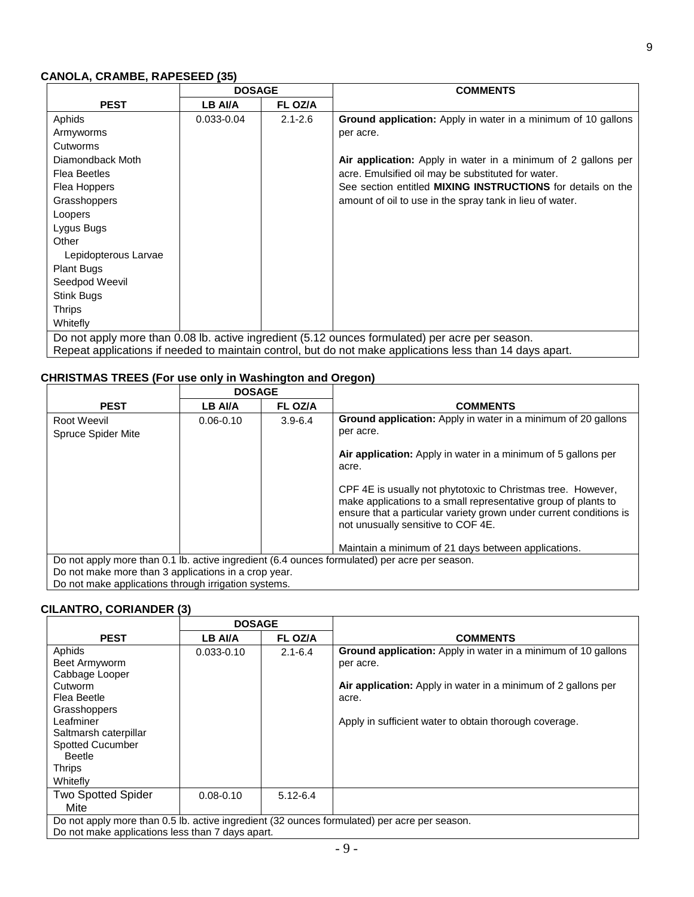### CANOLA, CRAMBE, RAPESEED (35)

| PEST | DOSAGE | | COMMENTS |
|---|---|---|---|
| | LB AI/A | FL OZ/A | |
| Aphids<br>Armyworms<br>Cutworms<br>Diamondback Moth<br>Flea Beetles<br>Flea Hoppers<br>Grasshoppers<br>Loopers<br>Lygus Bugs<br>Other Lepidopterous Larvae<br>Plant Bugs<br>Seedpod Weevil<br>Stink Bugs<br>Thrips<br>Whitefly | 0.033-0.04 | 2.1-2.6 | **Ground application:** Apply in water in a minimum of 10 gallons per acre.<br><br>**Air application:** Apply in water in a minimum of 2 gallons per acre. Emulsified oil may be substituted for water.<br>See section entitled **MIXING INSTRUCTIONS** for details on the amount of oil to use in the spray tank in lieu of water. |
| Do not apply more than 0.08 lb. active ingredient (5.12 ounces formulated) per acre per season.<br>Repeat applications if needed to maintain control, but do not make applications less than 14 days apart. | | | |

### CHRISTMAS TREES (For use only in Washington and Oregon)

| PEST | DOSAGE | | COMMENTS |
|---|---|---|---|
| | LB AI/A | FL OZ/A | |
| Root Weevil<br>Spruce Spider Mite | 0.06-0.10 | 3.9-6.4 | **Ground application:** Apply in water in a minimum of 20 gallons per acre.<br><br>**Air application:** Apply in water in a minimum of 5 gallons per acre.<br><br>CPF 4E is usually not phytotoxic to Christmas tree. However, make applications to a small representative group of plants to ensure that a particular variety grown under current conditions is not unusually sensitive to COF 4E.<br><br>Maintain a minimum of 21 days between applications. |
| Do not apply more than 0.1 lb. active ingredient (6.4 ounces formulated) per acre per season.<br>Do not make more than 3 applications in a crop year.<br>Do not make applications through irrigation systems. | | | |

### CILANTRO, CORIANDER (3)

| PEST | DOSAGE | | COMMENTS |
|---|---|---|---|
| | LB AI/A | FL OZ/A | |
| Aphids<br>Beet Armyworm<br>Cabbage Looper<br>Cutworm<br>Flea Beetle<br>Grasshoppers<br>Leafminer<br>Saltmarsh caterpillar<br>Spotted Cucumber Beetle<br>Thrips<br>Whitefly | 0.033-0.10 | 2.1-6.4 | **Ground application:** Apply in water in a minimum of 10 gallons per acre.<br><br>**Air application:** Apply in water in a minimum of 2 gallons per acre.<br><br>Apply in sufficient water to obtain thorough coverage. |
| Two Spotted Spider Mite | 0.08-0.10 | 5.12-6.4 | |
| Do not apply more than 0.5 lb. active ingredient (32 ounces formulated) per acre per season.<br>Do not make applications less than 7 days apart. | | | |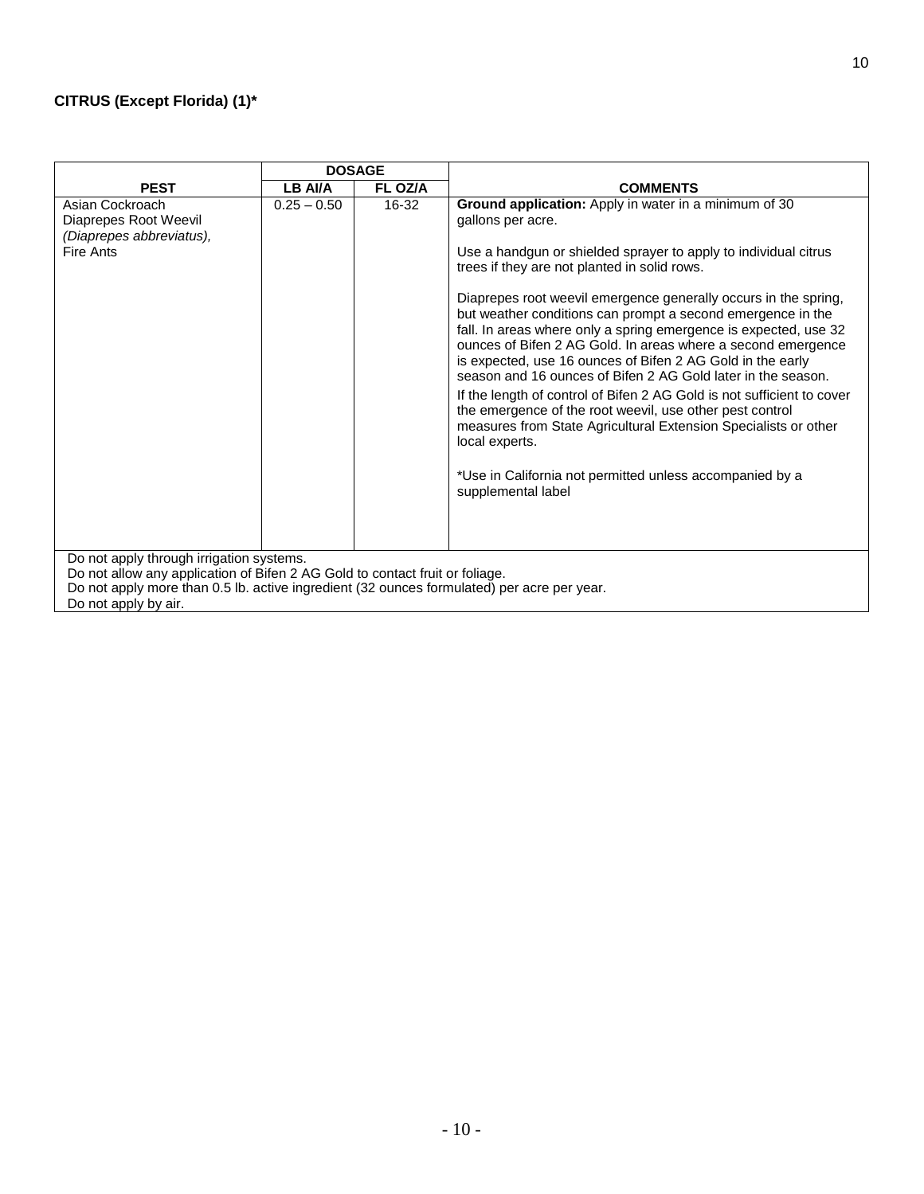**CITRUS (Except Florida) (1)***

| PEST | DOSAGE | | COMMENTS |
|---|---|---|---|
| | LB AI/A | FL OZ/A | |
| Asian Cockroach<br>Diaprepes Root Weevil<br>*(Diaprepes abbreviatus),*<br>Fire Ants | 0.25 – 0.50 | 16-32 | **Ground application:** Apply in water in a minimum of 30 gallons per acre.<br><br>Use a handgun or shielded sprayer to apply to individual citrus trees if they are not planted in solid rows.<br><br>Diaprepes root weevil emergence generally occurs in the spring, but weather conditions can prompt a second emergence in the fall. In areas where only a spring emergence is expected, use 32 ounces of Bifen 2 AG Gold. In areas where a second emergence is expected, use 16 ounces of Bifen 2 AG Gold in the early season and 16 ounces of Bifen 2 AG Gold later in the season.<br><br>If the length of control of Bifen 2 AG Gold is not sufficient to cover the emergence of the root weevil, use other pest control measures from State Agricultural Extension Specialists or other local experts.<br><br>*Use in California not permitted unless accompanied by a supplemental label |
| Do not apply through irrigation systems.<br>Do not allow any application of Bifen 2 AG Gold to contact fruit or foliage.<br>Do not apply more than 0.5 lb. active ingredient (32 ounces formulated) per acre per year.<br>Do not apply by air. | | | |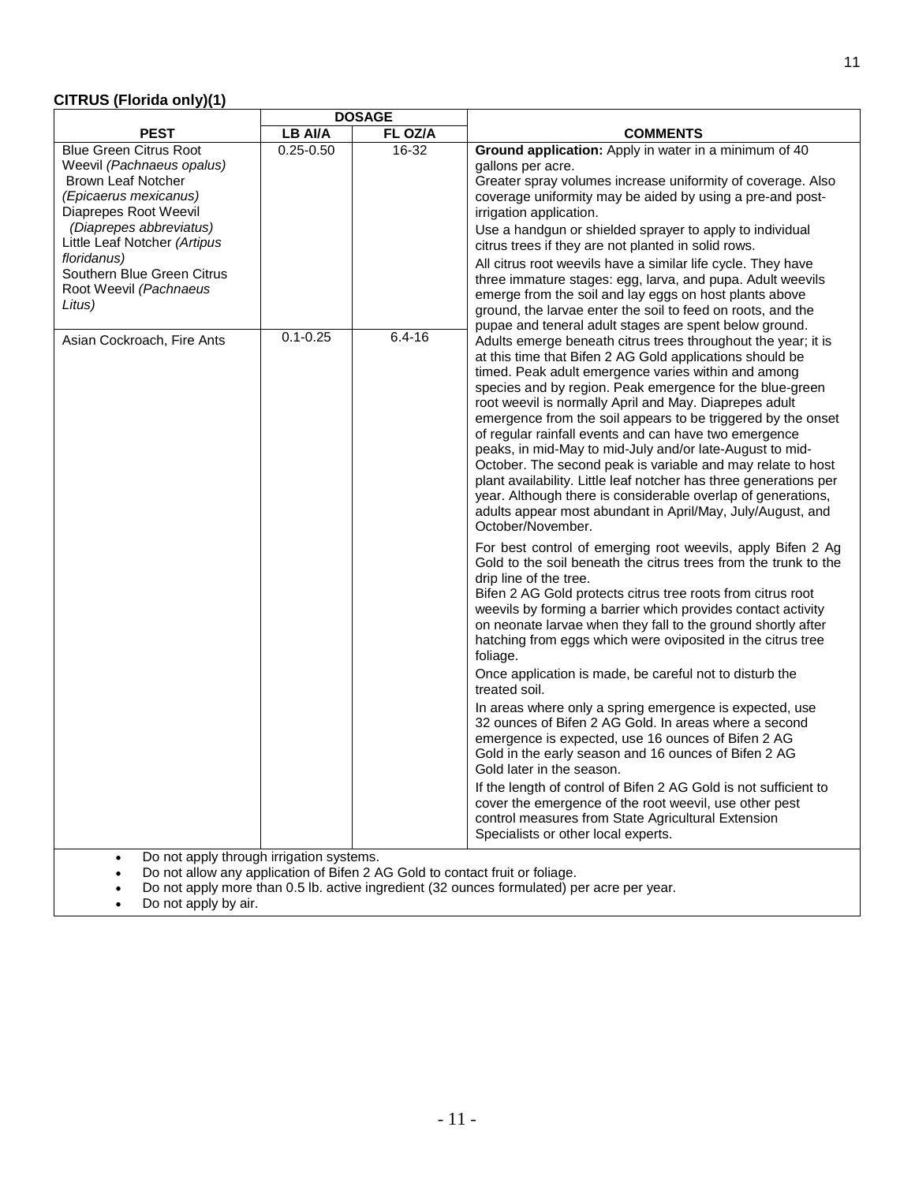**CITRUS (Florida only)(1)**

| PEST | DOSAGE | | COMMENTS |
|---|---|---|---|
| | LB AI/A | FL OZ/A | |
| Blue Green Citrus Root Weevil *(Pachnaeus opalus)*<br>Brown Leaf Notcher *(Epicaerus mexicanus)*<br>Diaprepes Root Weevil *(Diaprepes abbreviatus)*<br>Little Leaf Notcher *(Artipus floridanus)*<br>Southern Blue Green Citrus Root Weevil *(Pachnaeus Litus)* | 0.25-0.50 | 16-32 | **Ground application:** Apply in water in a minimum of 40 gallons per acre.<br>Greater spray volumes increase uniformity of coverage. Also coverage uniformity may be aided by using a pre-and post-irrigation application.<br>Use a handgun or shielded sprayer to apply to individual citrus trees if they are not planted in solid rows.<br>All citrus root weevils have a similar life cycle. They have three immature stages: egg, larva, and pupa. Adult weevils emerge from the soil and lay eggs on host plants above ground, the larvae enter the soil to feed on roots, and the pupae and teneral adult stages are spent below ground. |
| Asian Cockroach, Fire Ants | 0.1-0.25 | 6.4-16 | Adults emerge beneath citrus trees throughout the year; it is at this time that Bifen 2 AG Gold applications should be timed. Peak adult emergence varies within and among species and by region. Peak emergence for the blue-green root weevil is normally April and May. Diaprepes adult emergence from the soil appears to be triggered by the onset of regular rainfall events and can have two emergence peaks, in mid-May to mid-July and/or late-August to mid-October. The second peak is variable and may relate to host plant availability. Little leaf notcher has three generations per year. Although there is considerable overlap of generations, adults appear most abundant in April/May, July/August, and October/November.<br>For best control of emerging root weevils, apply Bifen 2 Ag Gold to the soil beneath the citrus trees from the trunk to the drip line of the tree.<br>Bifen 2 AG Gold protects citrus tree roots from citrus root weevils by forming a barrier which provides contact activity on neonate larvae when they fall to the ground shortly after hatching from eggs which were oviposited in the citrus tree foliage.<br>Once application is made, be careful not to disturb the treated soil.<br>In areas where only a spring emergence is expected, use 32 ounces of Bifen 2 AG Gold. In areas where a second emergence is expected, use 16 ounces of Bifen 2 AG Gold in the early season and 16 ounces of Bifen 2 AG Gold later in the season.<br>If the length of control of Bifen 2 AG Gold is not sufficient to cover the emergence of the root weevil, use other pest control measures from State Agricultural Extension Specialists or other local experts. |

- Do not apply through irrigation systems.
- Do not allow any application of Bifen 2 AG Gold to contact fruit or foliage.
- Do not apply more than 0.5 lb. active ingredient (32 ounces formulated) per acre per year.
- Do not apply by air.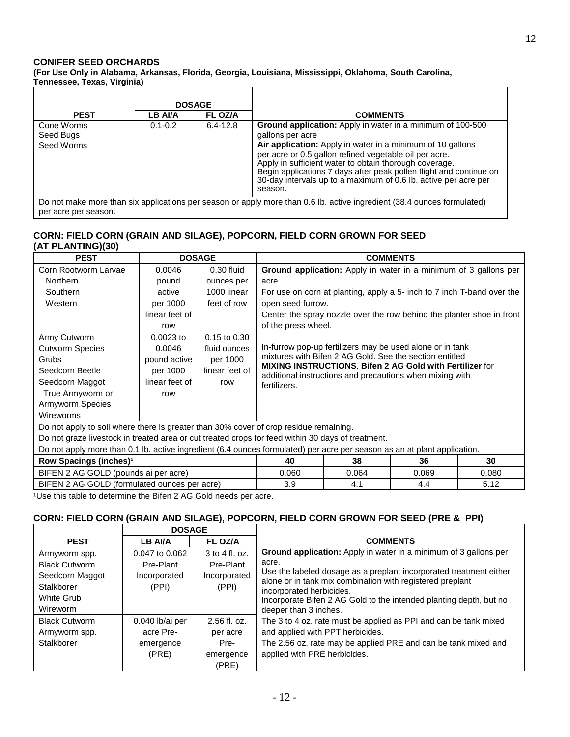## CONIFER SEED ORCHARDS

**(For Use Only in Alabama, Arkansas, Florida, Georgia, Louisiana, Mississippi, Oklahoma, South Carolina, Tennessee, Texas, Virginia)**

| PEST | DOSAGE | | COMMENTS |
|---|---|---|---|
| | LB AI/A | FL OZ/A | |
| Cone Worms<br>Seed Bugs<br>Seed Worms | 0.1-0.2 | 6.4-12.8 | **Ground application:** Apply in water in a minimum of 100-500 gallons per acre<br>**Air application:** Apply in water in a minimum of 10 gallons per acre or 0.5 gallon refined vegetable oil per acre.<br>Apply in sufficient water to obtain thorough coverage.<br>Begin applications 7 days after peak pollen flight and continue on 30-day intervals up to a maximum of 0.6 lb. active per acre per season. |
| Do not make more than six applications per season or apply more than 0.6 lb. active ingredient (38.4 ounces formulated) per acre per season. | | | |

## CORN: FIELD CORN (GRAIN AND SILAGE), POPCORN, FIELD CORN GROWN FOR SEED (AT PLANTING)(30)

| PEST | DOSAGE | | COMMENTS | | | |
|---|---|---|---|---|---|---|
| Corn Rootworm Larvae<br>Northern<br>Southern<br>Western | 0.0046 pound active per 1000 linear feet of row | 0.30 fluid ounces per 1000 linear feet of row | **Ground application:** Apply in water in a minimum of 3 gallons per acre.<br>For use on corn at planting, apply a 5- inch to 7 inch T-band over the open seed furrow.<br>Center the spray nozzle over the row behind the planter shoe in front of the press wheel. | | | |
| Army Cutworm<br>Cutworm Species<br>Grubs<br>Seedcorn Beetle<br>Seedcorn Maggot<br>True Armyworm or Armyworm Species<br>Wireworms | 0.0023 to 0.0046 pound active per 1000 linear feet of row | 0.15 to 0.30 fluid ounces per 1000 linear feet of row | In-furrow pop-up fertilizers may be used alone or in tank mixtures with Bifen 2 AG Gold. See the section entitled **MIXING INSTRUCTIONS**, **Bifen 2 AG Gold with Fertilizer** for additional instructions and precautions when mixing with fertilizers. | | | |
| Do not apply to soil where there is greater than 30% cover of crop residue remaining.<br>Do not graze livestock in treated area or cut treated crops for feed within 30 days of treatment.<br>Do not apply more than 0.1 lb. active ingredient (6.4 ounces formulated) per acre per season as an at plant application. | | | | | | |
| **Row Spacings (inches)[1]** | | | **40** | **38** | **36** | **30** |
| BIFEN 2 AG GOLD (pounds ai per acre) | | | 0.060 | 0.064 | 0.069 | 0.080 |
| BIFEN 2 AG GOLD (formulated ounces per acre) | | | 3.9 | 4.1 | 4.4 | 5.12 |

[1]Use this table to determine the Bifen 2 AG Gold needs per acre.

## CORN: FIELD CORN (GRAIN AND SILAGE), POPCORN, FIELD CORN GROWN FOR SEED (PRE & PPI)

| PEST | DOSAGE | | COMMENTS |
|---|---|---|---|
| | LB AI/A | FL OZ/A | |
| Armyworm spp.<br>Black Cutworm<br>Seedcorn Maggot<br>Stalkborer<br>White Grub<br>Wireworm | 0.047 to 0.062 Pre-Plant Incorporated (PPI) | 3 to 4 fl. oz. Pre-Plant Incorporated (PPI) | **Ground application:** Apply in water in a minimum of 3 gallons per acre.<br>Use the labeled dosage as a preplant incorporated treatment either alone or in tank mix combination with registered preplant incorporated herbicides.<br>Incorporate Bifen 2 AG Gold to the intended planting depth, but no deeper than 3 inches. |
| Black Cutworm<br>Armyworm spp.<br>Stalkborer | 0.040 lb/ai per acre Pre-emergence (PRE) | 2.56 fl. oz. per acre Pre-emergence (PRE) | The 3 to 4 oz. rate must be applied as PPI and can be tank mixed and applied with PPT herbicides.<br>The 2.56 oz. rate may be applied PRE and can be tank mixed and applied with PRE herbicides. |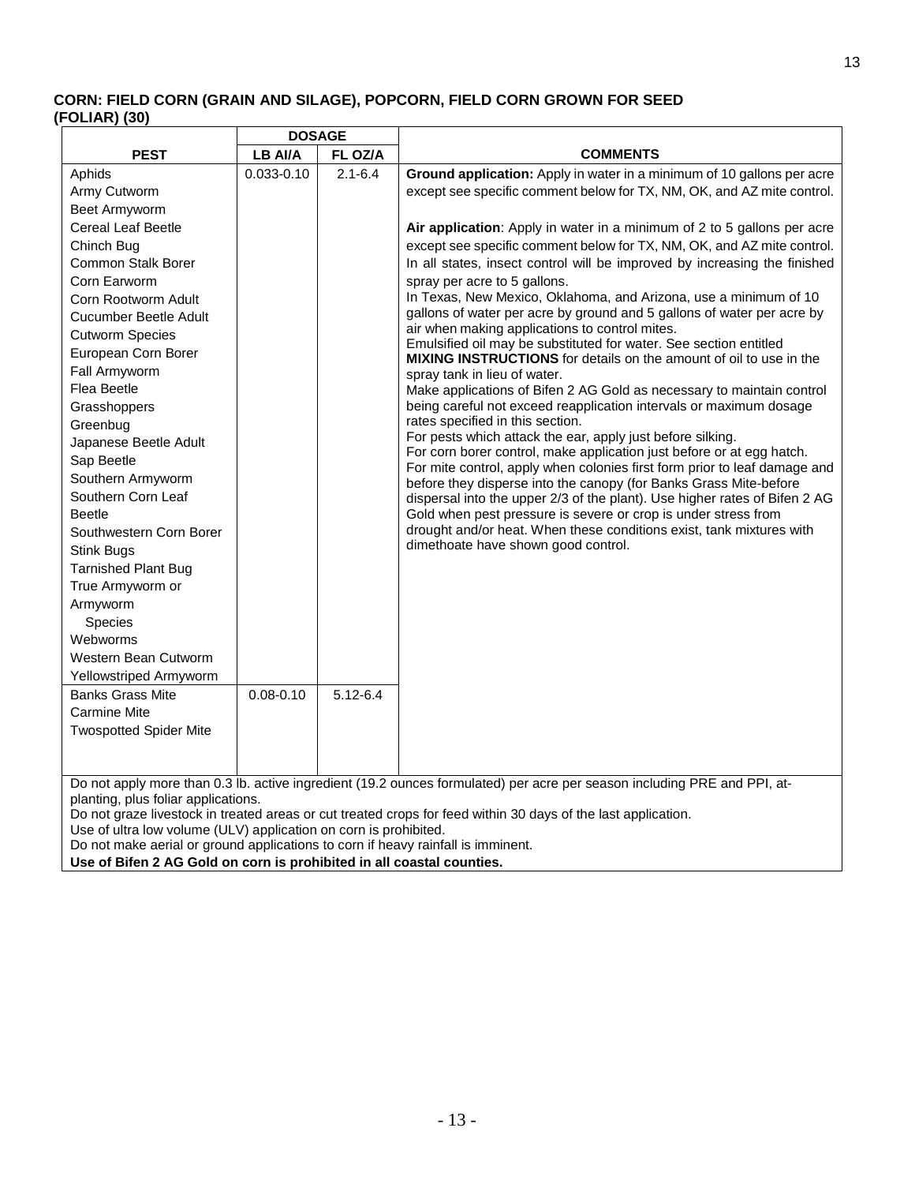**CORN: FIELD CORN (GRAIN AND SILAGE), POPCORN, FIELD CORN GROWN FOR SEED (FOLIAR) (30)**

| PEST | DOSAGE | | COMMENTS |
|---|---|---|---|
| | LB AI/A | FL OZ/A | |
| Aphids<br>Army Cutworm<br>Beet Armyworm<br>Cereal Leaf Beetle<br>Chinch Bug<br>Common Stalk Borer<br>Corn Earworm<br>Corn Rootworm Adult<br>Cucumber Beetle Adult<br>Cutworm Species<br>European Corn Borer<br>Fall Armyworm<br>Flea Beetle<br>Grasshoppers<br>Greenbug<br>Japanese Beetle Adult<br>Sap Beetle<br>Southern Armyworm<br>Southern Corn Leaf Beetle<br>Southwestern Corn Borer<br>Stink Bugs<br>Tarnished Plant Bug<br>True Armyworm or Armyworm Species<br>Webworms<br>Western Bean Cutworm<br>Yellowstriped Armyworm | 0.033-0.10 | 2.1-6.4 | **Ground application:** Apply in water in a minimum of 10 gallons per acre except see specific comment below for TX, NM, OK, and AZ mite control.<br><br>**Air application**: Apply in water in a minimum of 2 to 5 gallons per acre except see specific comment below for TX, NM, OK, and AZ mite control. In all states, insect control will be improved by increasing the finished spray per acre to 5 gallons.<br>In Texas, New Mexico, Oklahoma, and Arizona, use a minimum of 10 gallons of water per acre by ground and 5 gallons of water per acre by air when making applications to control mites.<br>Emulsified oil may be substituted for water. See section entitled **MIXING INSTRUCTIONS** for details on the amount of oil to use in the spray tank in lieu of water.<br>Make applications of Bifen 2 AG Gold as necessary to maintain control being careful not exceed reapplication intervals or maximum dosage rates specified in this section.<br>For pests which attack the ear, apply just before silking.<br>For corn borer control, make application just before or at egg hatch.<br>For mite control, apply when colonies first form prior to leaf damage and before they disperse into the canopy (for Banks Grass Mite-before dispersal into the upper 2/3 of the plant). Use higher rates of Bifen 2 AG Gold when pest pressure is severe or crop is under stress from drought and/or heat. When these conditions exist, tank mixtures with dimethoate have shown good control. |
| Banks Grass Mite<br>Carmine Mite<br>Twospotted Spider Mite | 0.08-0.10 | 5.12-6.4 | |

Do not apply more than 0.3 lb. active ingredient (19.2 ounces formulated) per acre per season including PRE and PPI, at-planting, plus foliar applications.
Do not graze livestock in treated areas or cut treated crops for feed within 30 days of the last application.
Use of ultra low volume (ULV) application on corn is prohibited.
Do not make aerial or ground applications to corn if heavy rainfall is imminent.
**Use of Bifen 2 AG Gold on corn is prohibited in all coastal counties.**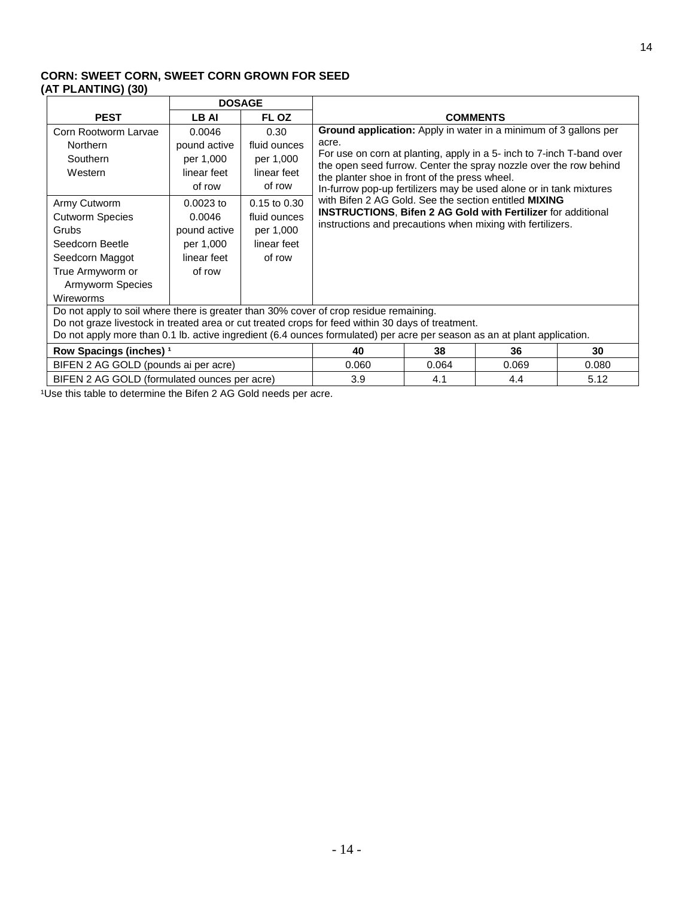**CORN: SWEET CORN, SWEET CORN GROWN FOR SEED**
**(AT PLANTING) (30)**

| PEST | DOSAGE LB AI | DOSAGE FL OZ | COMMENTS |
|---|---|---|---|
| Corn Rootworm Larvae<br>Northern<br>Southern<br>Western | 0.0046 pound active per 1,000 linear feet of row | 0.30 fluid ounces per 1,000 linear feet of row | **Ground application:** Apply in water in a minimum of 3 gallons per acre.<br>For use on corn at planting, apply in a 5- inch to 7-inch T-band over the open seed furrow. Center the spray nozzle over the row behind the planter shoe in front of the press wheel.<br>In-furrow pop-up fertilizers may be used alone or in tank mixtures with Bifen 2 AG Gold. See the section entitled **MIXING INSTRUCTIONS**, **Bifen 2 AG Gold with Fertilizer** for additional instructions and precautions when mixing with fertilizers. |
| Army Cutworm<br>Cutworm Species<br>Grubs<br>Seedcorn Beetle<br>Seedcorn Maggot<br>True Armyworm or Armyworm Species<br>Wireworms | 0.0023 to 0.0046 pound active per 1,000 linear feet of row | 0.15 to 0.30 fluid ounces per 1,000 linear feet of row | |

Do not apply to soil where there is greater than 30% cover of crop residue remaining.
Do not graze livestock in treated area or cut treated crops for feed within 30 days of treatment.
Do not apply more than 0.1 lb. active ingredient (6.4 ounces formulated) per acre per season as an at plant application.

| **Row Spacings (inches)** [1] | **40** | **38** | **36** | **30** |
|---|---|---|---|---|
| BIFEN 2 AG GOLD (pounds ai per acre) | 0.060 | 0.064 | 0.069 | 0.080 |
| BIFEN 2 AG GOLD (formulated ounces per acre) | 3.9 | 4.1 | 4.4 | 5.12 |

[1] Use this table to determine the Bifen 2 AG Gold needs per acre.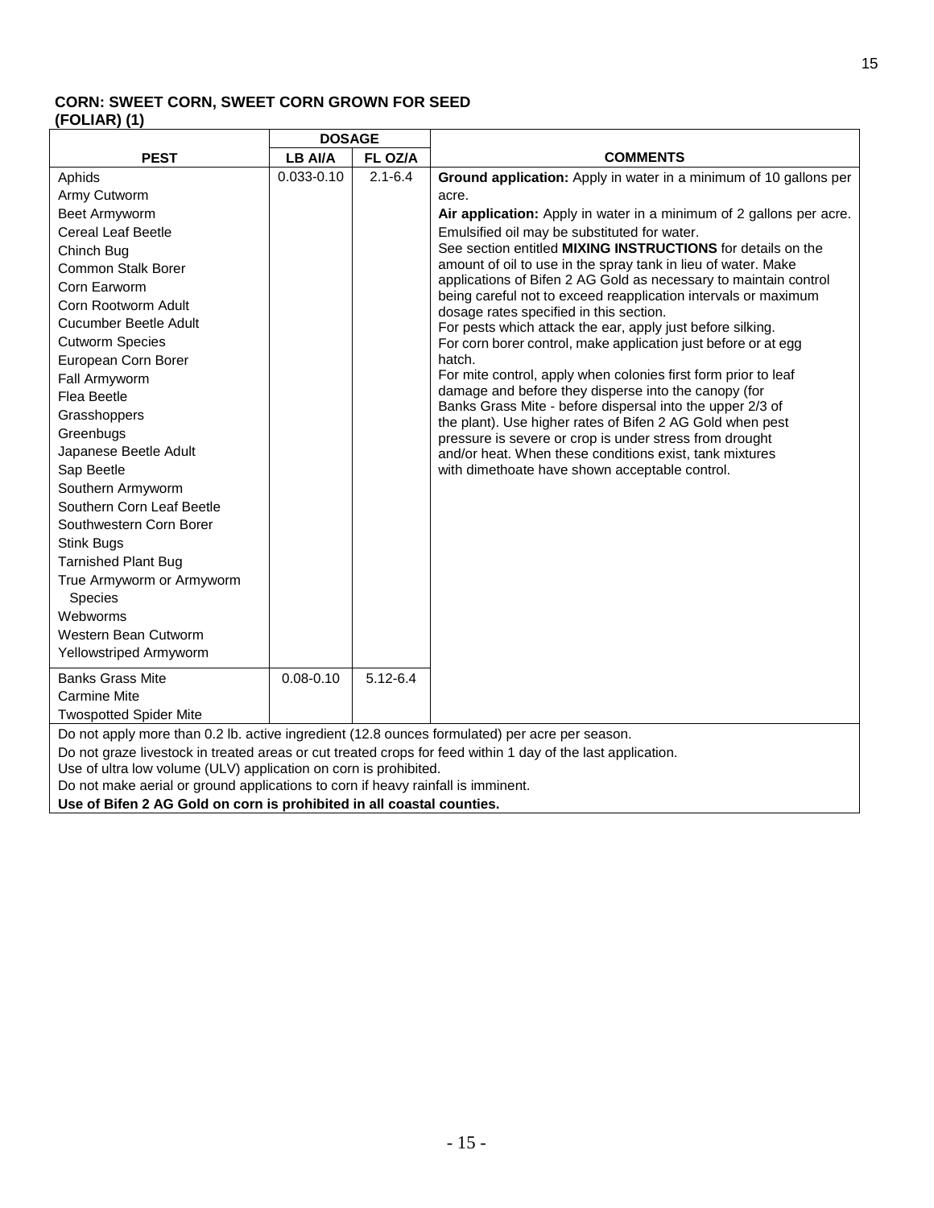**CORN: SWEET CORN, SWEET CORN GROWN FOR SEED**
**(FOLIAR) (1)**

| PEST | DOSAGE | | COMMENTS |
|---|---|---|---|
| | LB AI/A | FL OZ/A | |
| Aphids<br>Army Cutworm<br>Beet Armyworm<br>Cereal Leaf Beetle<br>Chinch Bug<br>Common Stalk Borer<br>Corn Earworm<br>Corn Rootworm Adult<br>Cucumber Beetle Adult<br>Cutworm Species<br>European Corn Borer<br>Fall Armyworm<br>Flea Beetle<br>Grasshoppers<br>Greenbugs<br>Japanese Beetle Adult<br>Sap Beetle<br>Southern Armyworm<br>Southern Corn Leaf Beetle<br>Southwestern Corn Borer<br>Stink Bugs<br>Tarnished Plant Bug<br>True Armyworm or Armyworm Species<br>Webworms<br>Western Bean Cutworm<br>Yellowstriped Armyworm | 0.033-0.10 | 2.1-6.4 | **Ground application:** Apply in water in a minimum of 10 gallons per acre.<br>**Air application:** Apply in water in a minimum of 2 gallons per acre.<br>Emulsified oil may be substituted for water. See section entitled **MIXING INSTRUCTIONS** for details on the amount of oil to use in the spray tank in lieu of water. Make applications of Bifen 2 AG Gold as necessary to maintain control being careful not to exceed reapplication intervals or maximum dosage rates specified in this section.<br>For pests which attack the ear, apply just before silking.<br>For corn borer control, make application just before or at egg hatch.<br>For mite control, apply when colonies first form prior to leaf damage and before they disperse into the canopy (for Banks Grass Mite - before dispersal into the upper 2/3 of the plant). Use higher rates of Bifen 2 AG Gold when pest pressure is severe or crop is under stress from drought and/or heat. When these conditions exist, tank mixtures with dimethoate have shown acceptable control. |
| Banks Grass Mite<br>Carmine Mite<br>Twospotted Spider Mite | 0.08-0.10 | 5.12-6.4 | |

Do not apply more than 0.2 lb. active ingredient (12.8 ounces formulated) per acre per season.
Do not graze livestock in treated areas or cut treated crops for feed within 1 day of the last application.
Use of ultra low volume (ULV) application on corn is prohibited.
Do not make aerial or ground applications to corn if heavy rainfall is imminent.
**Use of Bifen 2 AG Gold on corn is prohibited in all coastal counties.**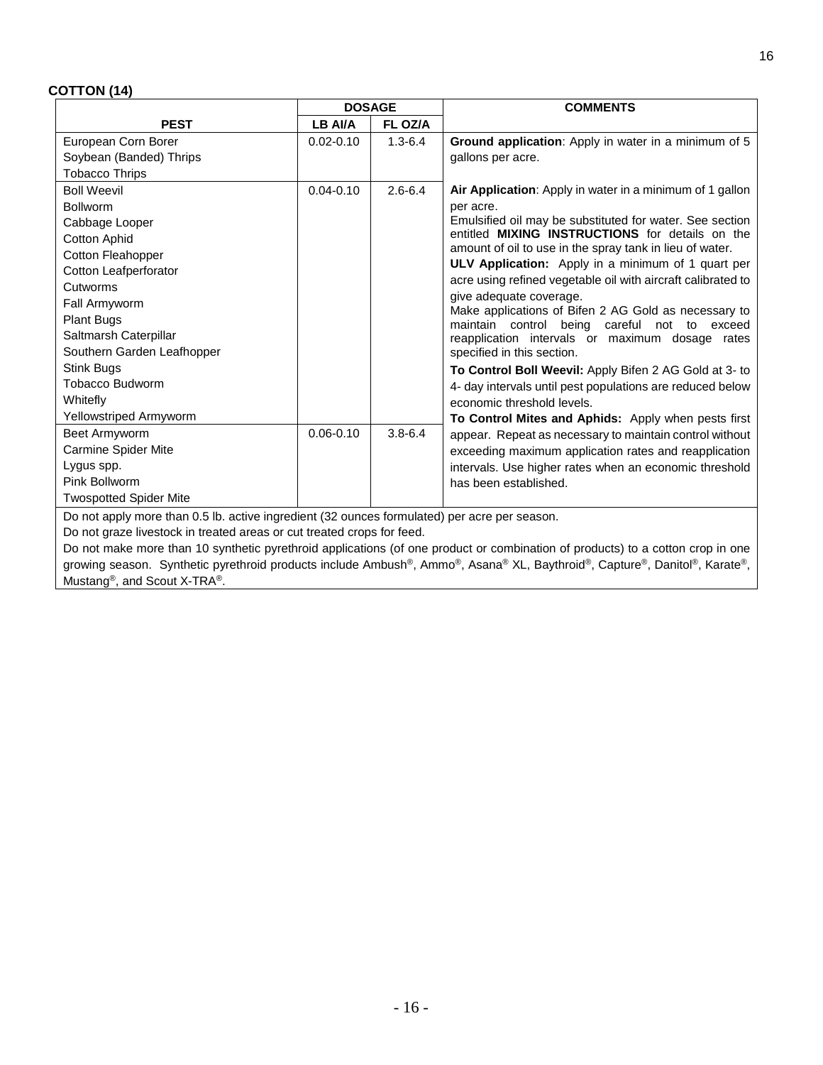## COTTON (14)

| PEST | DOSAGE | | COMMENTS |
|---|---|---|---|
| | LB AI/A | FL OZ/A | |
| European Corn Borer<br>Soybean (Banded) Thrips<br>Tobacco Thrips | 0.02-0.10 | 1.3-6.4 | **Ground application**: Apply in water in a minimum of 5 gallons per acre. |
| Boll Weevil<br>Bollworm<br>Cabbage Looper<br>Cotton Aphid<br>Cotton Fleahopper<br>Cotton Leafperforator<br>Cutworms<br>Fall Armyworm<br>Plant Bugs<br>Saltmarsh Caterpillar<br>Southern Garden Leafhopper<br>Stink Bugs<br>Tobacco Budworm<br>Whitefly<br>Yellowstriped Armyworm | 0.04-0.10 | 2.6-6.4 | **Air Application**: Apply in water in a minimum of 1 gallon per acre.<br>Emulsified oil may be substituted for water. See section entitled **MIXING INSTRUCTIONS** for details on the amount of oil to use in the spray tank in lieu of water.<br>**ULV Application:** Apply in a minimum of 1 quart per acre using refined vegetable oil with aircraft calibrated to give adequate coverage.<br>Make applications of Bifen 2 AG Gold as necessary to maintain control being careful not to exceed reapplication intervals or maximum dosage rates specified in this section.<br>**To Control Boll Weevil:** Apply Bifen 2 AG Gold at 3- to 4- day intervals until pest populations are reduced below economic threshold levels.<br>**To Control Mites and Aphids:** Apply when pests first appear. Repeat as necessary to maintain control without exceeding maximum application rates and reapplication intervals. Use higher rates when an economic threshold has been established. |
| Beet Armyworm<br>Carmine Spider Mite<br>Lygus spp.<br>Pink Bollworm<br>Twospotted Spider Mite | 0.06-0.10 | 3.8-6.4 | |

Do not apply more than 0.5 lb. active ingredient (32 ounces formulated) per acre per season.

Do not graze livestock in treated areas or cut treated crops for feed.

Do not make more than 10 synthetic pyrethroid applications (of one product or combination of products) to a cotton crop in one growing season. Synthetic pyrethroid products include Ambush®, Ammo®, Asana® XL, Baythroid®, Capture®, Danitol®, Karate®, Mustang®, and Scout X-TRA®.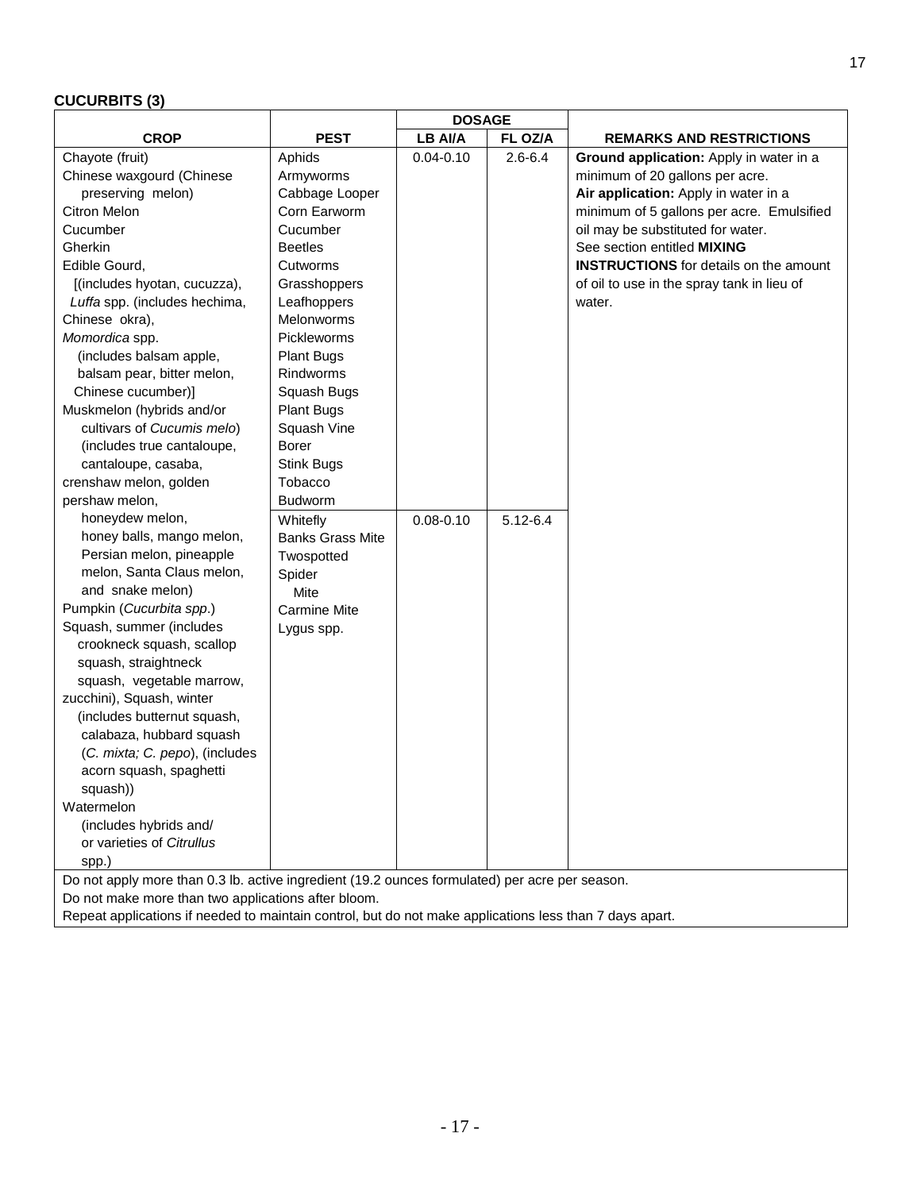**CUCURBITS (3)**

| CROP | PEST | DOSAGE | | REMARKS AND RESTRICTIONS |
|---|---|---|---|---|
| | | LB AI/A | FL OZ/A | |
| Chayote (fruit) Chinese waxgourd (Chinese preserving melon) Citron Melon Cucumber Gherkin Edible Gourd, [(includes hyotan, cucuzza), *Luffa* spp. (includes hechima, Chinese okra), *Momordica* spp. (includes balsam apple, balsam pear, bitter melon, Chinese cucumber)] Muskmelon (hybrids and/or cultivars of *Cucumis melo*) (includes true cantaloupe, cantaloupe, casaba, crenshaw melon, golden pershaw melon, honeydew melon, honey balls, mango melon, Persian melon, pineapple melon, Santa Claus melon, and snake melon) Pumpkin (*Cucurbita spp*.) Squash, summer (includes crookneck squash, scallop squash, straightneck squash, vegetable marrow, zucchini), Squash, winter (includes butternut squash, calabaza, hubbard squash (*C. mixta; C. pepo*), (includes acorn squash, spaghetti squash)) Watermelon (includes hybrids and/ or varieties of *Citrullus* spp.) | Aphids Armyworms Cabbage Looper Corn Earworm Cucumber Beetles Cutworms Grasshoppers Leafhoppers Melonworms Pickleworms Plant Bugs Rindworms Squash Bugs Plant Bugs Squash Vine Borer Stink Bugs Tobacco Budworm | 0.04-0.10 | 2.6-6.4 | **Ground application:** Apply in water in a minimum of 20 gallons per acre. **Air application:** Apply in water in a minimum of 5 gallons per acre. Emulsified oil may be substituted for water. See section entitled **MIXING INSTRUCTIONS** for details on the amount of oil to use in the spray tank in lieu of water. |
| | Whitefly Banks Grass Mite Twospotted Spider Mite Carmine Mite Lygus spp. | 0.08-0.10 | 5.12-6.4 | |

Do not apply more than 0.3 lb. active ingredient (19.2 ounces formulated) per acre per season.
Do not make more than two applications after bloom.
Repeat applications if needed to maintain control, but do not make applications less than 7 days apart.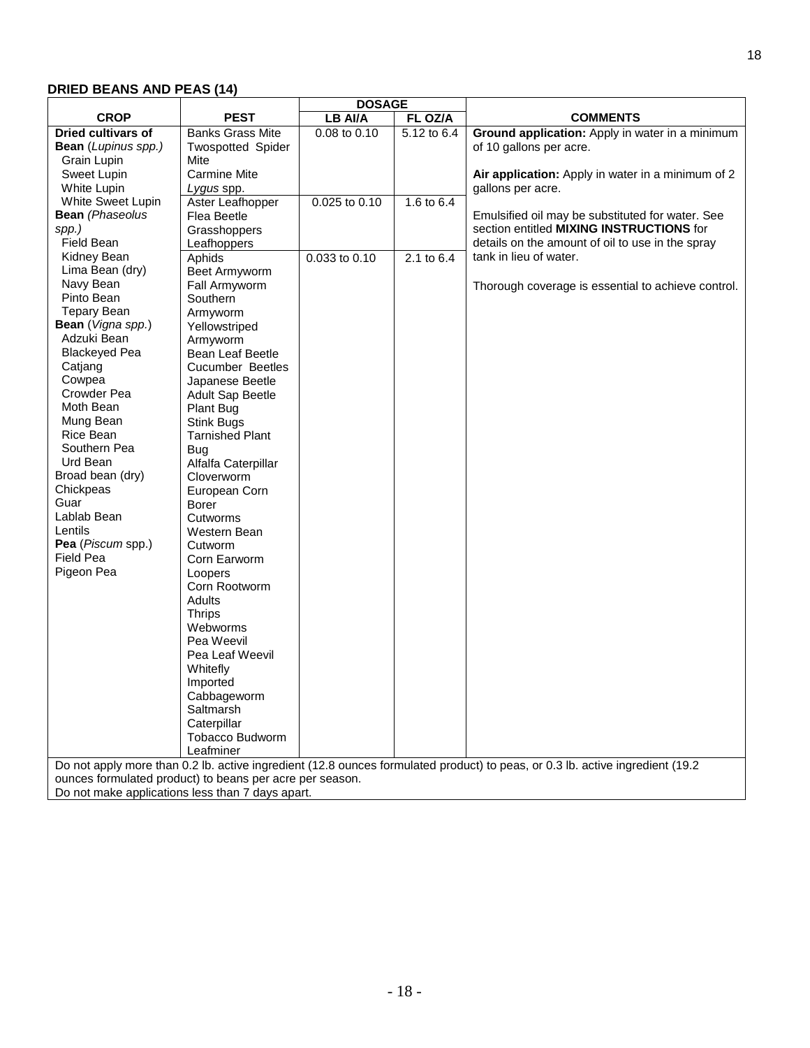## DRIED BEANS AND PEAS (14)

| CROP | PEST | DOSAGE | | COMMENTS |
|---|---|---|---|---|
| | | LB AI/A | FL OZ/A | |
| **Dried cultivars of Bean** (*Lupinus spp.*)<br>Grain Lupin<br>Sweet Lupin<br>White Lupin<br>White Sweet Lupin<br>**Bean** *(Phaseolus spp.)*<br>Field Bean<br>Kidney Bean<br>Lima Bean (dry)<br>Navy Bean<br>Pinto Bean<br>Tepary Bean<br>**Bean** (*Vigna spp.*)<br>Adzuki Bean<br>Blackeyed Pea<br>Catjang<br>Cowpea<br>Crowder Pea<br>Moth Bean<br>Mung Bean<br>Rice Bean<br>Southern Pea<br>Urd Bean<br>Broad bean (dry)<br>Chickpeas<br>Guar<br>Lablab Bean<br>Lentils<br>**Pea** (*Piscum* spp.)<br>Field Pea<br>Pigeon Pea | Banks Grass Mite<br>Twospotted Spider Mite<br>Carmine Mite<br>*Lygus* spp. | 0.08 to 0.10 | 5.12 to 6.4 | **Ground application:** Apply in water in a minimum of 10 gallons per acre.<br><br>**Air application:** Apply in water in a minimum of 2 gallons per acre.<br><br>Emulsified oil may be substituted for water. See section entitled **MIXING INSTRUCTIONS** for details on the amount of oil to use in the spray tank in lieu of water.<br><br>Thorough coverage is essential to achieve control. |
| | Aster Leafhopper<br>Flea Beetle<br>Grasshoppers<br>Leafhoppers | 0.025 to 0.10 | 1.6 to 6.4 | |
| | Aphids<br>Beet Armyworm<br>Fall Armyworm<br>Southern Armyworm<br>Yellowstriped Armyworm<br>Bean Leaf Beetle<br>Cucumber Beetles<br>Japanese Beetle<br>Adult Sap Beetle<br>Plant Bug<br>Stink Bugs<br>Tarnished Plant Bug<br>Alfalfa Caterpillar<br>Cloverworm<br>European Corn Borer<br>Cutworms<br>Western Bean Cutworm<br>Corn Earworm<br>Loopers<br>Corn Rootworm Adults<br>Thrips<br>Webworms<br>Pea Weevil<br>Pea Leaf Weevil<br>Whitefly<br>Imported Cabbageworm<br>Saltmarsh Caterpillar<br>Tobacco Budworm<br>Leafminer | 0.033 to 0.10 | 2.1 to 6.4 | |
| Do not apply more than 0.2 lb. active ingredient (12.8 ounces formulated product) to peas, or 0.3 lb. active ingredient (19.2 ounces formulated product) to beans per acre per season.<br>Do not make applications less than 7 days apart. | | | | |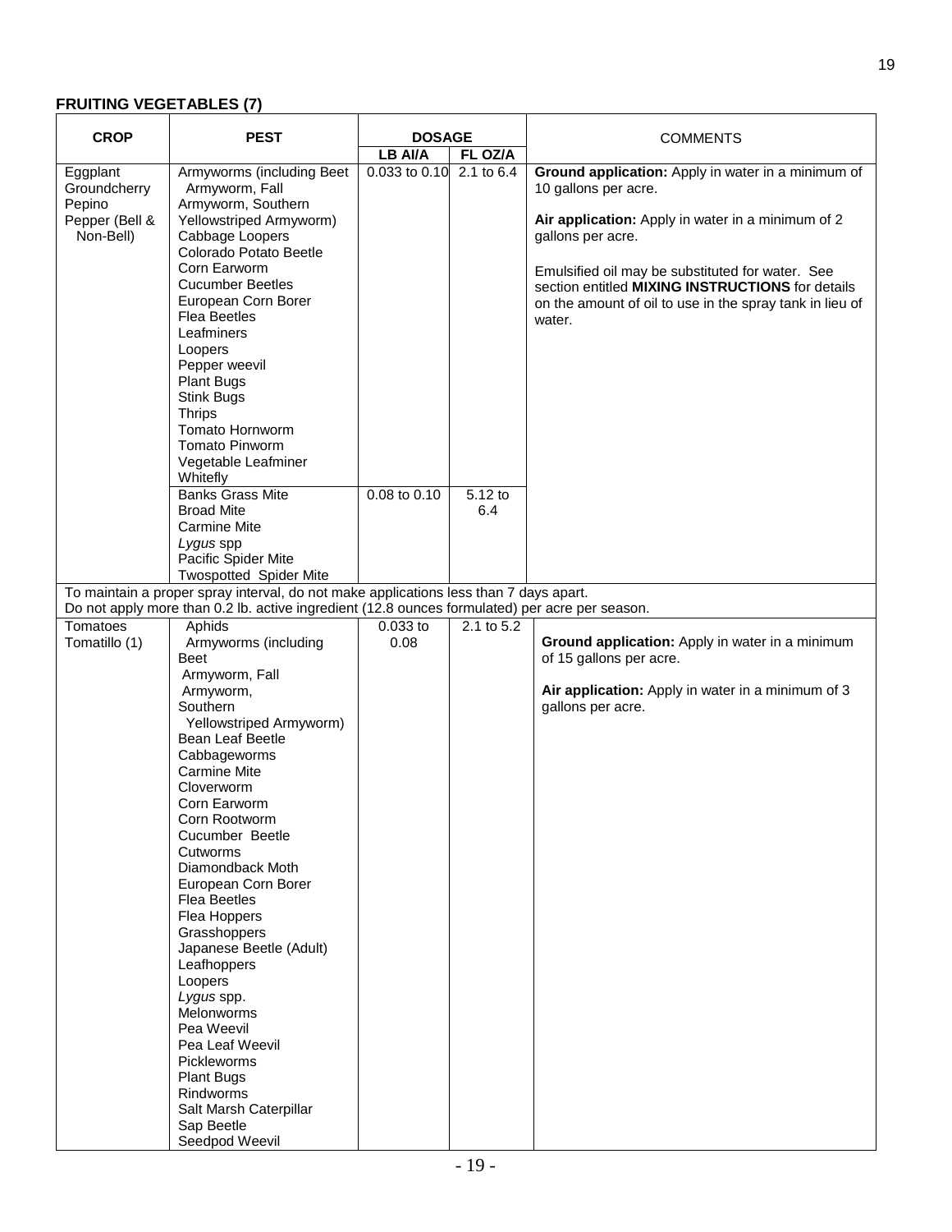## FRUITING VEGETABLES (7)

| CROP | PEST | DOSAGE | | COMMENTS |
|---|---|---|---|---|
| | | LB AI/A | FL OZ/A | |
| Eggplant<br>Groundcherry<br>Pepino<br>Pepper (Bell & Non-Bell) | Armyworms (including Beet Armyworm, Fall Armyworm, Southern Yellowstriped Armyworm)<br>Cabbage Loopers<br>Colorado Potato Beetle<br>Corn Earworm<br>Cucumber Beetles<br>European Corn Borer<br>Flea Beetles<br>Leafminers<br>Loopers<br>Pepper weevil<br>Plant Bugs<br>Stink Bugs<br>Thrips<br>Tomato Hornworm<br>Tomato Pinworm<br>Vegetable Leafminer<br>Whitefly | 0.033 to 0.10 | 2.1 to 6.4 | **Ground application:** Apply in water in a minimum of 10 gallons per acre.<br><br>**Air application:** Apply in water in a minimum of 2 gallons per acre.<br><br>Emulsified oil may be substituted for water. See section entitled **MIXING INSTRUCTIONS** for details on the amount of oil to use in the spray tank in lieu of water. |
| | Banks Grass Mite<br>Broad Mite<br>Carmine Mite<br>*Lygus* spp<br>Pacific Spider Mite<br>Twospotted Spider Mite | 0.08 to 0.10 | 5.12 to 6.4 | |
| To maintain a proper spray interval, do not make applications less than 7 days apart.<br>Do not apply more than 0.2 lb. active ingredient (12.8 ounces formulated) per acre per season. | | | | |
| Tomatoes<br>Tomatillo (1) | Aphids<br>Armyworms (including Beet Armyworm, Fall Armyworm, Southern Yellowstriped Armyworm)<br>Bean Leaf Beetle<br>Cabbageworms<br>Carmine Mite<br>Cloverworm<br>Corn Earworm<br>Corn Rootworm<br>Cucumber Beetle<br>Cutworms<br>Diamondback Moth<br>European Corn Borer<br>Flea Beetles<br>Flea Hoppers<br>Grasshoppers<br>Japanese Beetle (Adult)<br>Leafhoppers<br>Loopers<br>*Lygus* spp.<br>Melonworms<br>Pea Weevil<br>Pea Leaf Weevil<br>Pickleworms<br>Plant Bugs<br>Rindworms<br>Salt Marsh Caterpillar<br>Sap Beetle<br>Seedpod Weevil | 0.033 to 0.08 | 2.1 to 5.2 | **Ground application:** Apply in water in a minimum of 15 gallons per acre.<br><br>**Air application:** Apply in water in a minimum of 3 gallons per acre. |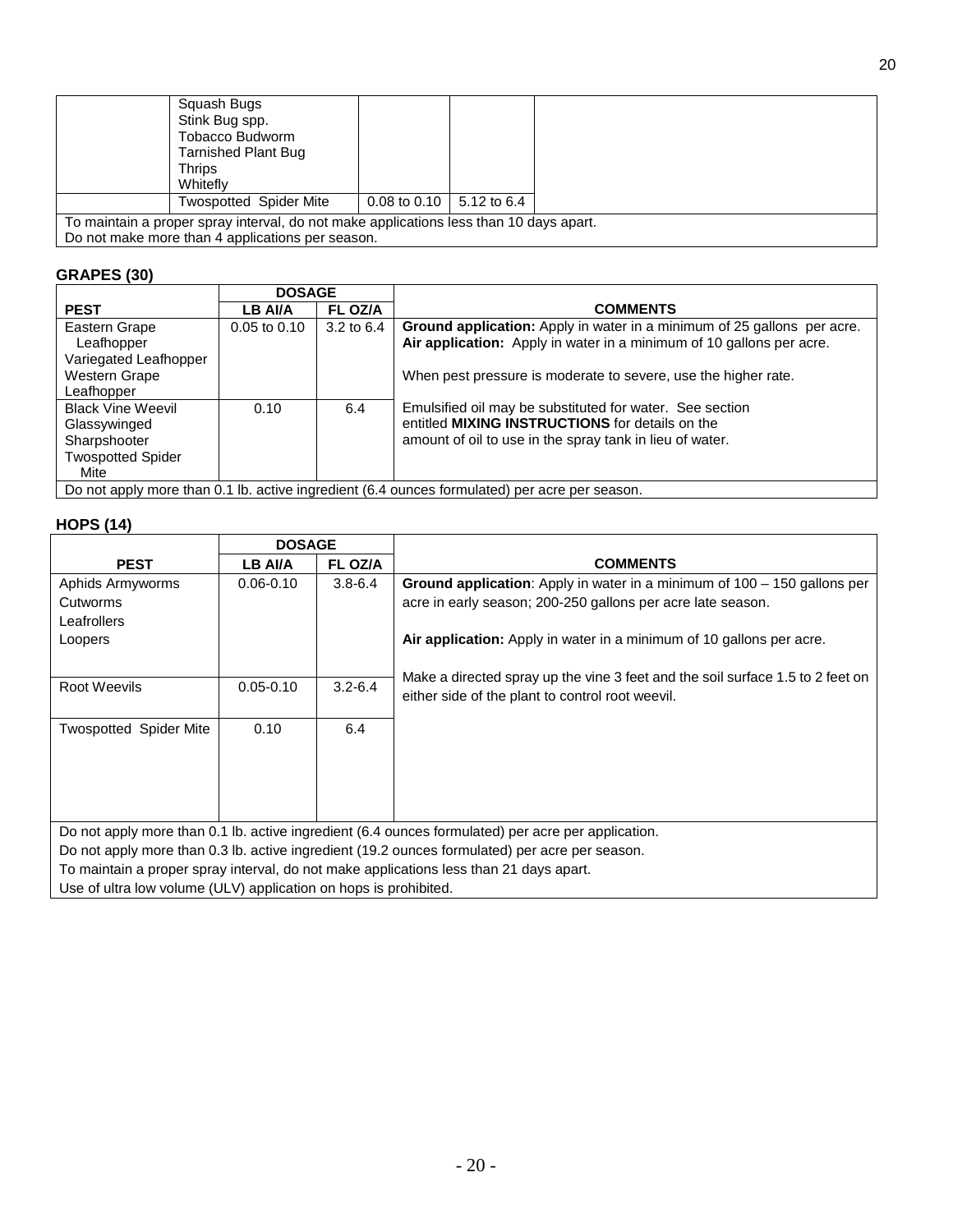| | PEST | LB AI/A | FL OZ/A | COMMENTS |
|---|---|---|---|---|
| | Squash Bugs<br>Stink Bug spp.<br>Tobacco Budworm<br>Tarnished Plant Bug<br>Thrips<br>Whitefly | | | |
| | Twospotted Spider Mite | 0.08 to 0.10 | 5.12 to 6.4 | |
| To maintain a proper spray interval, do not make applications less than 10 days apart.<br>Do not make more than 4 applications per season. | | | | |

## GRAPES (30)

| | DOSAGE | | |
|---|---|---|---|
| **PEST** | **LB AI/A** | **FL OZ/A** | **COMMENTS** |
| Eastern Grape Leafhopper<br>Variegated Leafhopper<br>Western Grape Leafhopper | 0.05 to 0.10 | 3.2 to 6.4 | **Ground application:** Apply in water in a minimum of 25 gallons per acre.<br>**Air application:** Apply in water in a minimum of 10 gallons per acre.<br><br>When pest pressure is moderate to severe, use the higher rate. |
| Black Vine Weevil<br>Glassywinged Sharpshooter<br>Twospotted Spider Mite | 0.10 | 6.4 | Emulsified oil may be substituted for water. See section entitled **MIXING INSTRUCTIONS** for details on the amount of oil to use in the spray tank in lieu of water. |
| Do not apply more than 0.1 lb. active ingredient (6.4 ounces formulated) per acre per season. | | | |

## HOPS (14)

| | DOSAGE | | |
|---|---|---|---|
| **PEST** | **LB AI/A** | **FL OZ/A** | **COMMENTS** |
| Aphids Armyworms<br>Cutworms<br>Leafrollers<br>Loopers | 0.06-0.10 | 3.8-6.4 | **Ground application**: Apply in water in a minimum of 100 – 150 gallons per acre in early season; 200-250 gallons per acre late season.<br><br>**Air application:** Apply in water in a minimum of 10 gallons per acre. |
| Root Weevils | 0.05-0.10 | 3.2-6.4 | Make a directed spray up the vine 3 feet and the soil surface 1.5 to 2 feet on either side of the plant to control root weevil. |
| Twospotted Spider Mite | 0.10 | 6.4 | |
| Do not apply more than 0.1 lb. active ingredient (6.4 ounces formulated) per acre per application.<br>Do not apply more than 0.3 lb. active ingredient (19.2 ounces formulated) per acre per season.<br>To maintain a proper spray interval, do not make applications less than 21 days apart.<br>Use of ultra low volume (ULV) application on hops is prohibited. | | | |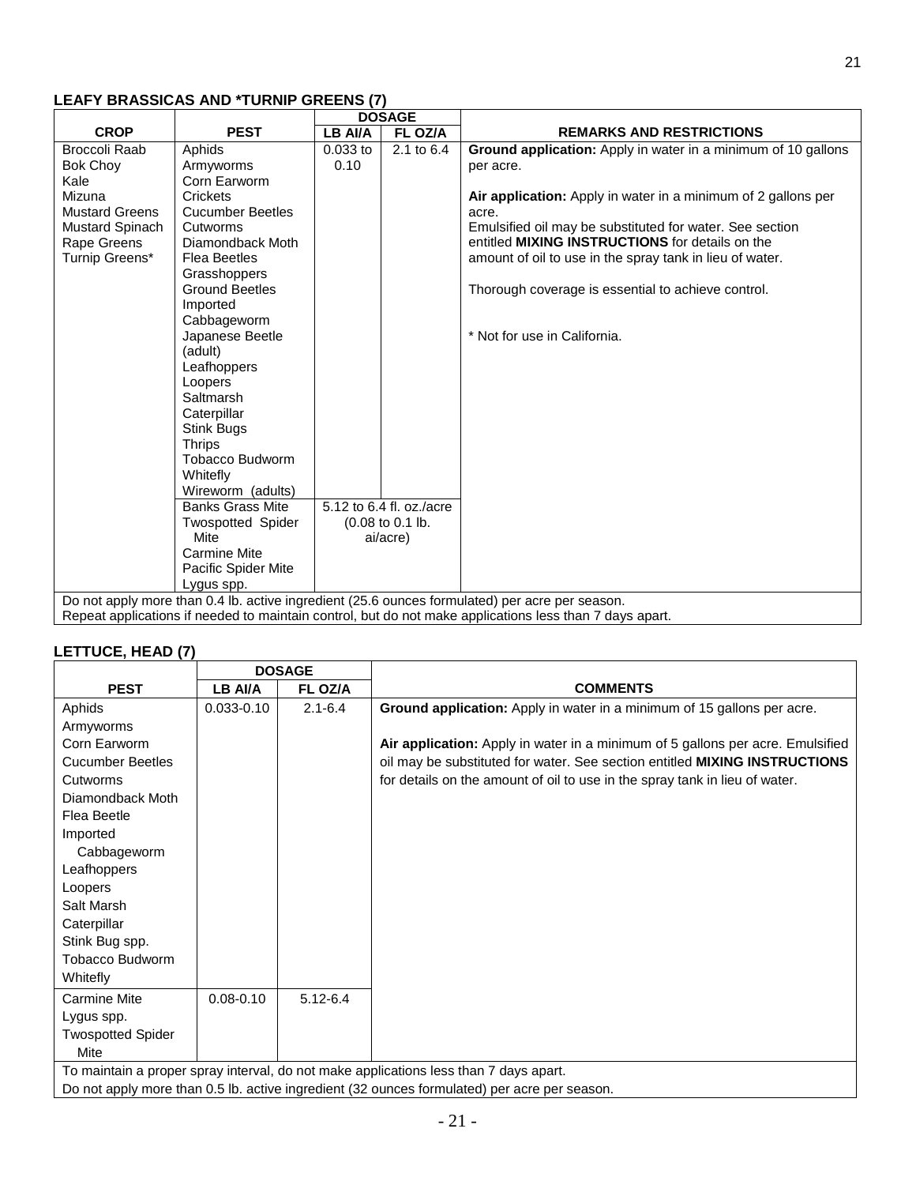## LEAFY BRASSICAS AND *TURNIP GREENS (7)

| CROP | PEST | DOSAGE | | REMARKS AND RESTRICTIONS |
|---|---|---|---|---|
| | | LB AI/A | FL OZ/A | |
| Broccoli Raab<br>Bok Choy<br>Kale<br>Mizuna<br>Mustard Greens<br>Mustard Spinach<br>Rape Greens<br>Turnip Greens* | Aphids<br>Armyworms<br>Corn Earworm<br>Crickets<br>Cucumber Beetles<br>Cutworms<br>Diamondback Moth<br>Flea Beetles<br>Grasshoppers<br>Ground Beetles<br>Imported Cabbageworm<br>Japanese Beetle (adult)<br>Leafhoppers<br>Loopers<br>Saltmarsh Caterpillar<br>Stink Bugs<br>Thrips<br>Tobacco Budworm<br>Whitefly<br>Wireworm (adults) | 0.033 to 0.10 | 2.1 to 6.4 | **Ground application:** Apply in water in a minimum of 10 gallons per acre.<br><br>**Air application:** Apply in water in a minimum of 2 gallons per acre.<br>Emulsified oil may be substituted for water. See section entitled **MIXING INSTRUCTIONS** for details on the amount of oil to use in the spray tank in lieu of water.<br><br>Thorough coverage is essential to achieve control.<br><br>* Not for use in California. |
| | Banks Grass Mite<br>Twospotted Spider Mite<br>Carmine Mite<br>Pacific Spider Mite<br>Lygus spp. | 5.12 to 6.4 fl. oz./acre (0.08 to 0.1 lb. ai/acre) | | |
| Do not apply more than 0.4 lb. active ingredient (25.6 ounces formulated) per acre per season.<br>Repeat applications if needed to maintain control, but do not make applications less than 7 days apart. | | | | |

## LETTUCE, HEAD (7)

| PEST | DOSAGE | | COMMENTS |
|---|---|---|---|
| | LB AI/A | FL OZ/A | |
| Aphids<br>Armyworms<br>Corn Earworm<br>Cucumber Beetles<br>Cutworms<br>Diamondback Moth<br>Flea Beetle<br>Imported Cabbageworm<br>Leafhoppers<br>Loopers<br>Salt Marsh Caterpillar<br>Stink Bug spp.<br>Tobacco Budworm<br>Whitefly | 0.033-0.10 | 2.1-6.4 | **Ground application:** Apply in water in a minimum of 15 gallons per acre.<br><br>**Air application:** Apply in water in a minimum of 5 gallons per acre. Emulsified oil may be substituted for water. See section entitled **MIXING INSTRUCTIONS** for details on the amount of oil to use in the spray tank in lieu of water. |
| Carmine Mite<br>Lygus spp.<br>Twospotted Spider Mite | 0.08-0.10 | 5.12-6.4 | |
| To maintain a proper spray interval, do not make applications less than 7 days apart.<br>Do not apply more than 0.5 lb. active ingredient (32 ounces formulated) per acre per season. | | | |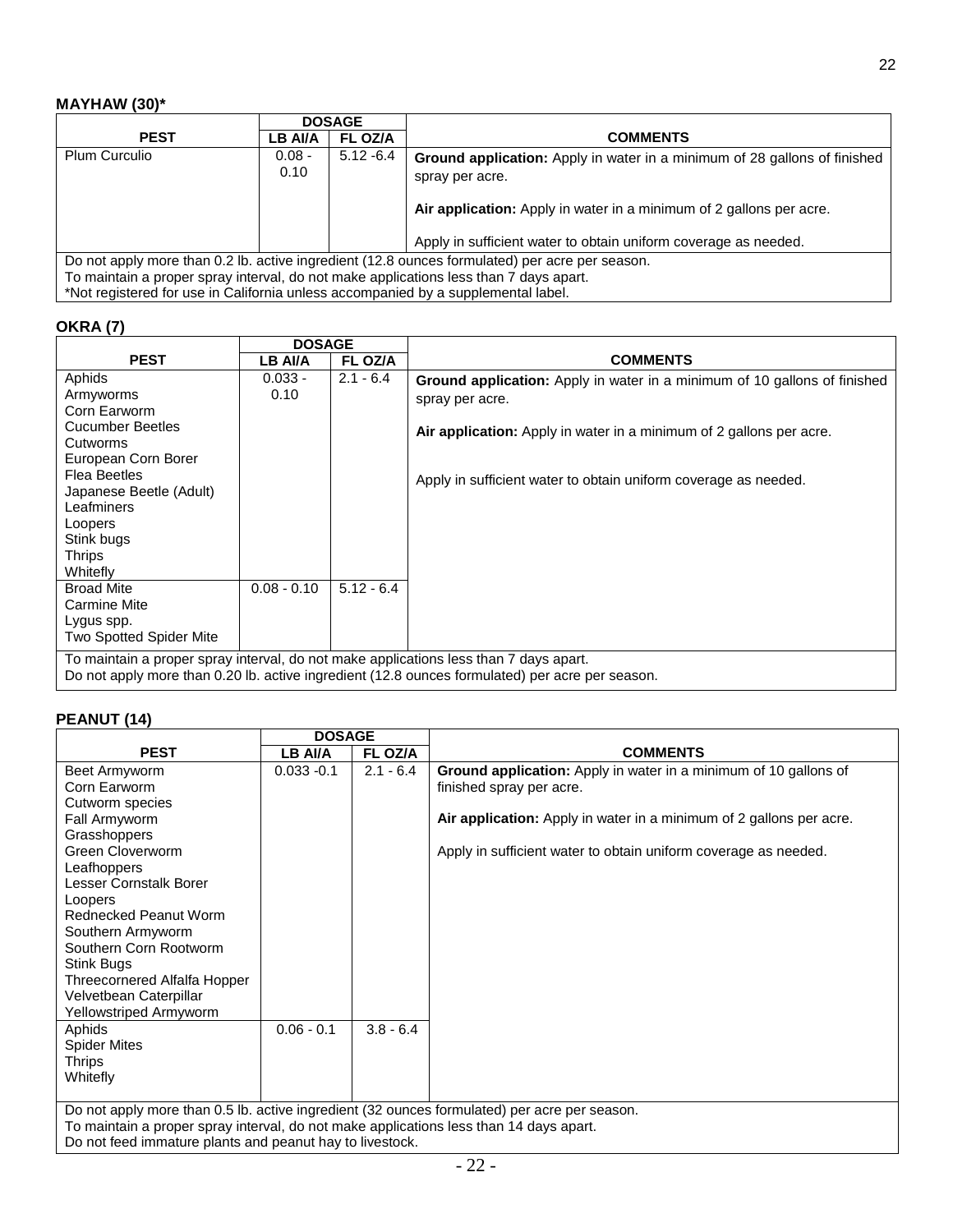**MAYHAW (30)***

| PEST | DOSAGE | | COMMENTS |
|---|---|---|---|
| | LB AI/A | FL OZ/A | |
| Plum Curculio | 0.08 - 0.10 | 5.12 -6.4 | **Ground application:** Apply in water in a minimum of 28 gallons of finished spray per acre.<br><br>**Air application:** Apply in water in a minimum of 2 gallons per acre.<br><br>Apply in sufficient water to obtain uniform coverage as needed. |

Do not apply more than 0.2 lb. active ingredient (12.8 ounces formulated) per acre per season.
To maintain a proper spray interval, do not make applications less than 7 days apart.
*Not registered for use in California unless accompanied by a supplemental label.

**OKRA (7)**

| PEST | DOSAGE | | COMMENTS |
|---|---|---|---|
| | LB AI/A | FL OZ/A | |
| Aphids<br>Armyworms<br>Corn Earworm<br>Cucumber Beetles<br>Cutworms<br>European Corn Borer<br>Flea Beetles<br>Japanese Beetle (Adult)<br>Leafminers<br>Loopers<br>Stink bugs<br>Thrips<br>Whitefly | 0.033 - 0.10 | 2.1 - 6.4 | **Ground application:** Apply in water in a minimum of 10 gallons of finished spray per acre.<br><br>**Air application:** Apply in water in a minimum of 2 gallons per acre.<br><br>Apply in sufficient water to obtain uniform coverage as needed. |
| Broad Mite<br>Carmine Mite<br>Lygus spp.<br>Two Spotted Spider Mite | 0.08 - 0.10 | 5.12 - 6.4 | |

To maintain a proper spray interval, do not make applications less than 7 days apart.
Do not apply more than 0.20 lb. active ingredient (12.8 ounces formulated) per acre per season.

**PEANUT (14)**

| PEST | DOSAGE | | COMMENTS |
|---|---|---|---|
| | LB AI/A | FL OZ/A | |
| Beet Armyworm<br>Corn Earworm<br>Cutworm species<br>Fall Armyworm<br>Grasshoppers<br>Green Cloverworm<br>Leafhoppers<br>Lesser Cornstalk Borer<br>Loopers<br>Rednecked Peanut Worm<br>Southern Armyworm<br>Southern Corn Rootworm<br>Stink Bugs<br>Threecornered Alfalfa Hopper<br>Velvetbean Caterpillar<br>Yellowstriped Armyworm | 0.033 -0.1 | 2.1 - 6.4 | **Ground application:** Apply in water in a minimum of 10 gallons of finished spray per acre.<br><br>**Air application:** Apply in water in a minimum of 2 gallons per acre.<br><br>Apply in sufficient water to obtain uniform coverage as needed. |
| Aphids<br>Spider Mites<br>Thrips<br>Whitefly | 0.06 - 0.1 | 3.8 - 6.4 | |

Do not apply more than 0.5 lb. active ingredient (32 ounces formulated) per acre per season.
To maintain a proper spray interval, do not make applications less than 14 days apart.
Do not feed immature plants and peanut hay to livestock.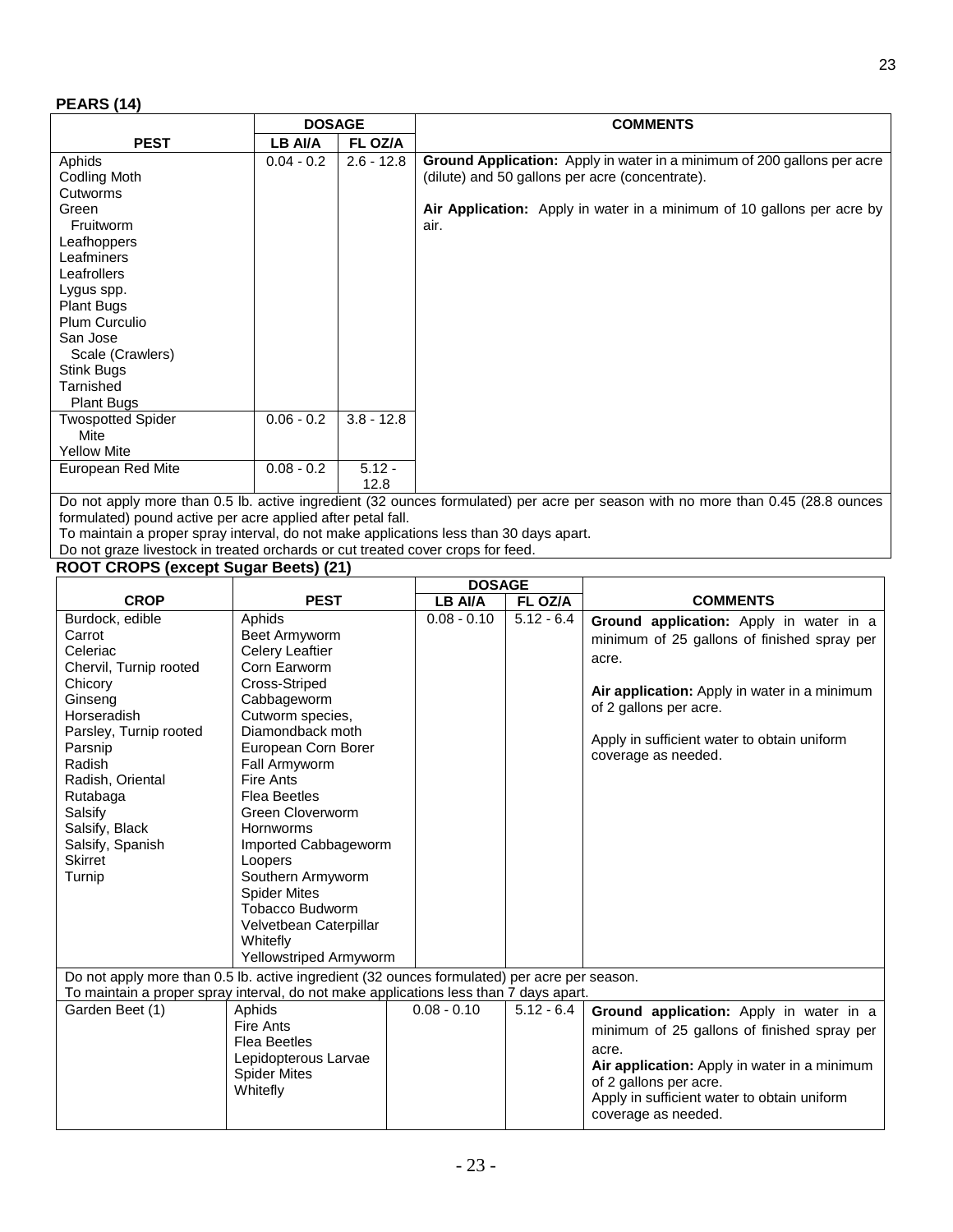**PEARS (14)**

| PEST | DOSAGE | | COMMENTS |
|---|---|---|---|
| | LB AI/A | FL OZ/A | |
| Aphids<br>Codling Moth<br>Cutworms<br>Green Fruitworm<br>Leafhoppers<br>Leafminers<br>Leafrollers<br>Lygus spp.<br>Plant Bugs<br>Plum Curculio<br>San Jose Scale (Crawlers)<br>Stink Bugs<br>Tarnished Plant Bugs | 0.04 - 0.2 | 2.6 - 12.8 | **Ground Application:** Apply in water in a minimum of 200 gallons per acre (dilute) and 50 gallons per acre (concentrate).<br><br>**Air Application:** Apply in water in a minimum of 10 gallons per acre by air. |
| Twospotted Spider Mite<br>Yellow Mite | 0.06 - 0.2 | 3.8 - 12.8 | |
| European Red Mite | 0.08 - 0.2 | 5.12 - 12.8 | |

Do not apply more than 0.5 lb. active ingredient (32 ounces formulated) per acre per season with no more than 0.45 (28.8 ounces formulated) pound active per acre applied after petal fall.
To maintain a proper spray interval, do not make applications less than 30 days apart.
Do not graze livestock in treated orchards or cut treated cover crops for feed.

**ROOT CROPS (except Sugar Beets) (21)**

| CROP | PEST | DOSAGE | | COMMENTS |
|---|---|---|---|---|
| | | LB AI/A | FL OZ/A | |
| Burdock, edible<br>Carrot<br>Celeriac<br>Chervil, Turnip rooted<br>Chicory<br>Ginseng<br>Horseradish<br>Parsley, Turnip rooted<br>Parsnip<br>Radish<br>Radish, Oriental<br>Rutabaga<br>Salsify<br>Salsify, Black<br>Salsify, Spanish<br>Skirret<br>Turnip | Aphids<br>Beet Armyworm<br>Celery Leaftier<br>Corn Earworm<br>Cross-Striped Cabbageworm<br>Cutworm species,<br>Diamondback moth<br>European Corn Borer<br>Fall Armyworm<br>Fire Ants<br>Flea Beetles<br>Green Cloverworm<br>Hornworms<br>Imported Cabbageworm<br>Loopers<br>Southern Armyworm<br>Spider Mites<br>Tobacco Budworm<br>Velvetbean Caterpillar<br>Whitefly<br>Yellowstriped Armyworm | 0.08 - 0.10 | 5.12 - 6.4 | **Ground application:** Apply in water in a minimum of 25 gallons of finished spray per acre.<br><br>**Air application:** Apply in water in a minimum of 2 gallons per acre.<br><br>Apply in sufficient water to obtain uniform coverage as needed. |
| Do not apply more than 0.5 lb. active ingredient (32 ounces formulated) per acre per season.<br>To maintain a proper spray interval, do not make applications less than 7 days apart. | | | | |
| Garden Beet (1) | Aphids<br>Fire Ants<br>Flea Beetles<br>Lepidopterous Larvae<br>Spider Mites<br>Whitefly | 0.08 - 0.10 | 5.12 - 6.4 | **Ground application:** Apply in water in a minimum of 25 gallons of finished spray per acre.<br>**Air application:** Apply in water in a minimum of 2 gallons per acre.<br>Apply in sufficient water to obtain uniform coverage as needed. |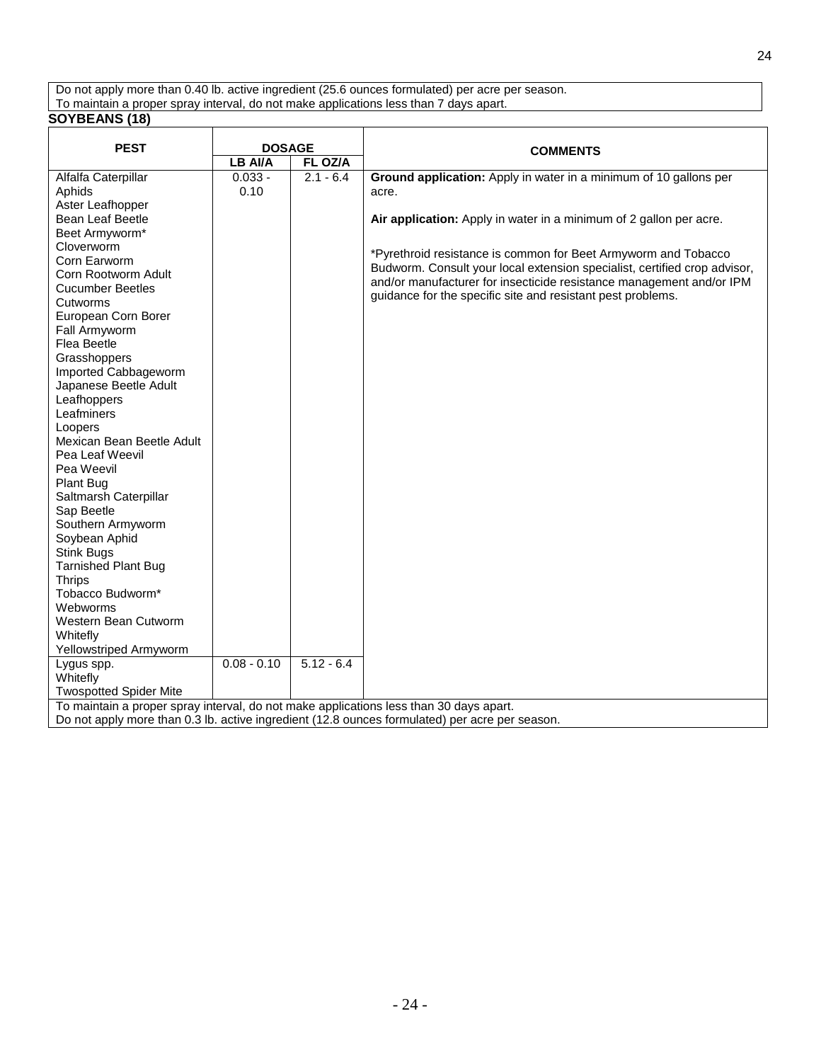Do not apply more than 0.40 lb. active ingredient (25.6 ounces formulated) per acre per season.
To maintain a proper spray interval, do not make applications less than 7 days apart.

**SOYBEANS (18)**

| PEST | DOSAGE | | COMMENTS |
|---|---|---|---|
| | LB AI/A | FL OZ/A | |
| Alfalfa Caterpillar<br>Aphids<br>Aster Leafhopper<br>Bean Leaf Beetle<br>Beet Armyworm*<br>Cloverworm<br>Corn Earworm<br>Corn Rootworm Adult<br>Cucumber Beetles<br>Cutworms<br>European Corn Borer<br>Fall Armyworm<br>Flea Beetle<br>Grasshoppers<br>Imported Cabbageworm<br>Japanese Beetle Adult<br>Leafhoppers<br>Leafminers<br>Loopers<br>Mexican Bean Beetle Adult<br>Pea Leaf Weevil<br>Pea Weevil<br>Plant Bug<br>Saltmarsh Caterpillar<br>Sap Beetle<br>Southern Armyworm<br>Soybean Aphid<br>Stink Bugs<br>Tarnished Plant Bug<br>Thrips<br>Tobacco Budworm*<br>Webworms<br>Western Bean Cutworm<br>Whitefly<br>Yellowstriped Armyworm | 0.033 - 0.10 | 2.1 - 6.4 | **Ground application:** Apply in water in a minimum of 10 gallons per acre.<br><br>**Air application:** Apply in water in a minimum of 2 gallon per acre.<br><br>*Pyrethroid resistance is common for Beet Armyworm and Tobacco Budworm. Consult your local extension specialist, certified crop advisor, and/or manufacturer for insecticide resistance management and/or IPM guidance for the specific site and resistant pest problems. |
| Lygus spp.<br>Whitefly<br>Twospotted Spider Mite | 0.08 - 0.10 | 5.12 - 6.4 | |

To maintain a proper spray interval, do not make applications less than 30 days apart.
Do not apply more than 0.3 lb. active ingredient (12.8 ounces formulated) per acre per season.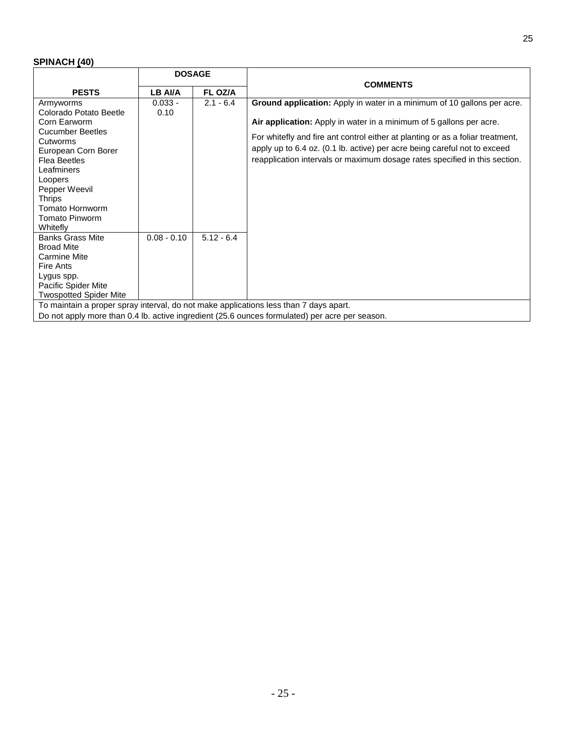**SPINACH (40)**

| PESTS | DOSAGE | | COMMENTS |
|---|---|---|---|
| | LB AI/A | FL OZ/A | |
| Armyworms<br>Colorado Potato Beetle<br>Corn Earworm<br>Cucumber Beetles<br>Cutworms<br>European Corn Borer<br>Flea Beetles<br>Leafminers<br>Loopers<br>Pepper Weevil<br>Thrips<br>Tomato Hornworm<br>Tomato Pinworm<br>Whitefly | 0.033 - 0.10 | 2.1 - 6.4 | **Ground application:** Apply in water in a minimum of 10 gallons per acre.<br><br>**Air application:** Apply in water in a minimum of 5 gallons per acre.<br><br>For whitefly and fire ant control either at planting or as a foliar treatment, apply up to 6.4 oz. (0.1 lb. active) per acre being careful not to exceed reapplication intervals or maximum dosage rates specified in this section. |
| Banks Grass Mite<br>Broad Mite<br>Carmine Mite<br>Fire Ants<br>Lygus spp.<br>Pacific Spider Mite<br>Twospotted Spider Mite | 0.08 - 0.10 | 5.12 - 6.4 | |
| To maintain a proper spray interval, do not make applications less than 7 days apart.<br>Do not apply more than 0.4 lb. active ingredient (25.6 ounces formulated) per acre per season. | | | |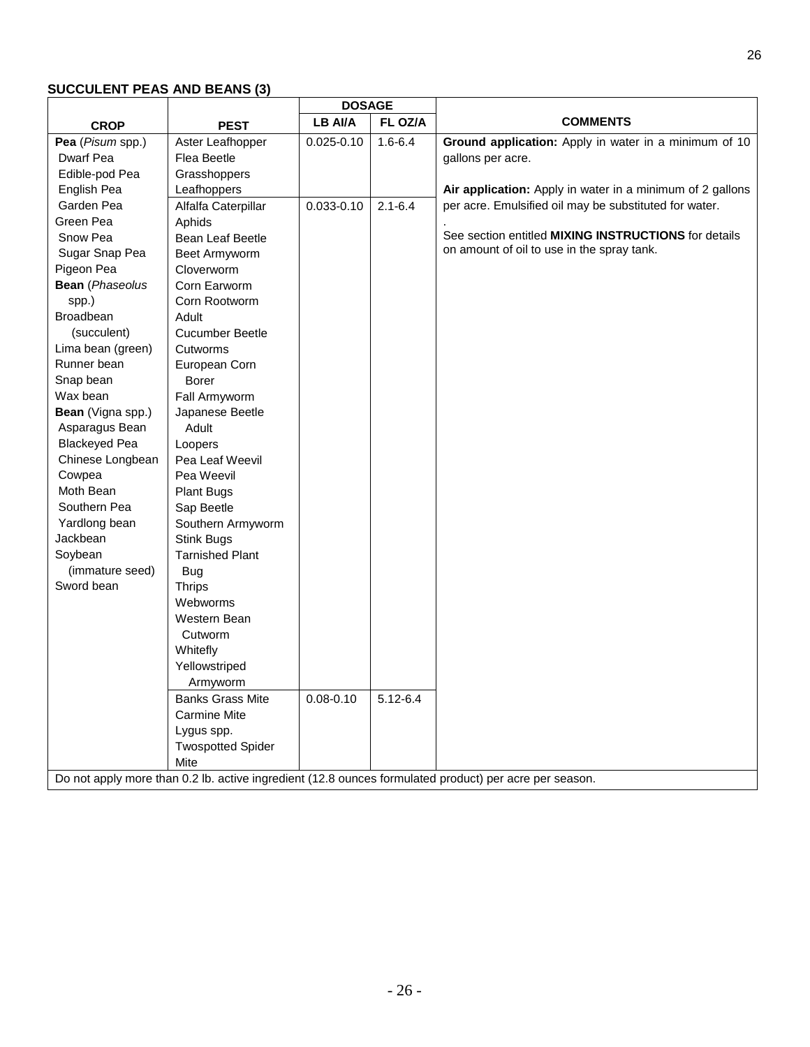**SUCCULENT PEAS AND BEANS (3)**

| CROP | PEST | DOSAGE | | COMMENTS |
|---|---|---|---|---|
| | | LB AI/A | FL OZ/A | |
| **Pea** (*Pisum* spp.)<br>Dwarf Pea<br>Edible-pod Pea<br>English Pea<br>Garden Pea<br>Green Pea<br>Snow Pea<br>Sugar Snap Pea<br>Pigeon Pea<br>**Bean** (*Phaseolus* spp.)<br>Broadbean (succulent)<br>Lima bean (green)<br>Runner bean<br>Snap bean<br>Wax bean<br>**Bean** (Vigna spp.)<br>Asparagus Bean<br>Blackeyed Pea<br>Chinese Longbean<br>Cowpea<br>Moth Bean<br>Southern Pea<br>Yardlong bean<br>Jackbean<br>Soybean (immature seed)<br>Sword bean | Aster Leafhopper<br>Flea Beetle<br>Grasshoppers<br>Leafhoppers | 0.025-0.10 | 1.6-6.4 | **Ground application:** Apply in water in a minimum of 10 gallons per acre.<br><br>**Air application:** Apply in water in a minimum of 2 gallons per acre. Emulsified oil may be substituted for water.<br><br>See section entitled **MIXING INSTRUCTIONS** for details on amount of oil to use in the spray tank. |
| | Alfalfa Caterpillar<br>Aphids<br>Bean Leaf Beetle<br>Beet Armyworm<br>Cloverworm<br>Corn Earworm<br>Corn Rootworm Adult<br>Cucumber Beetle<br>Cutworms<br>European Corn Borer<br>Fall Armyworm<br>Japanese Beetle Adult<br>Loopers<br>Pea Leaf Weevil<br>Pea Weevil<br>Plant Bugs<br>Sap Beetle<br>Southern Armyworm<br>Stink Bugs<br>Tarnished Plant Bug<br>Thrips<br>Webworms<br>Western Bean Cutworm<br>Whitefly<br>Yellowstriped Armyworm | 0.033-0.10 | 2.1-6.4 | |
| | Banks Grass Mite<br>Carmine Mite<br>Lygus spp.<br>Twospotted Spider Mite | 0.08-0.10 | 5.12-6.4 | |
| Do not apply more than 0.2 lb. active ingredient (12.8 ounces formulated product) per acre per season. | | | | |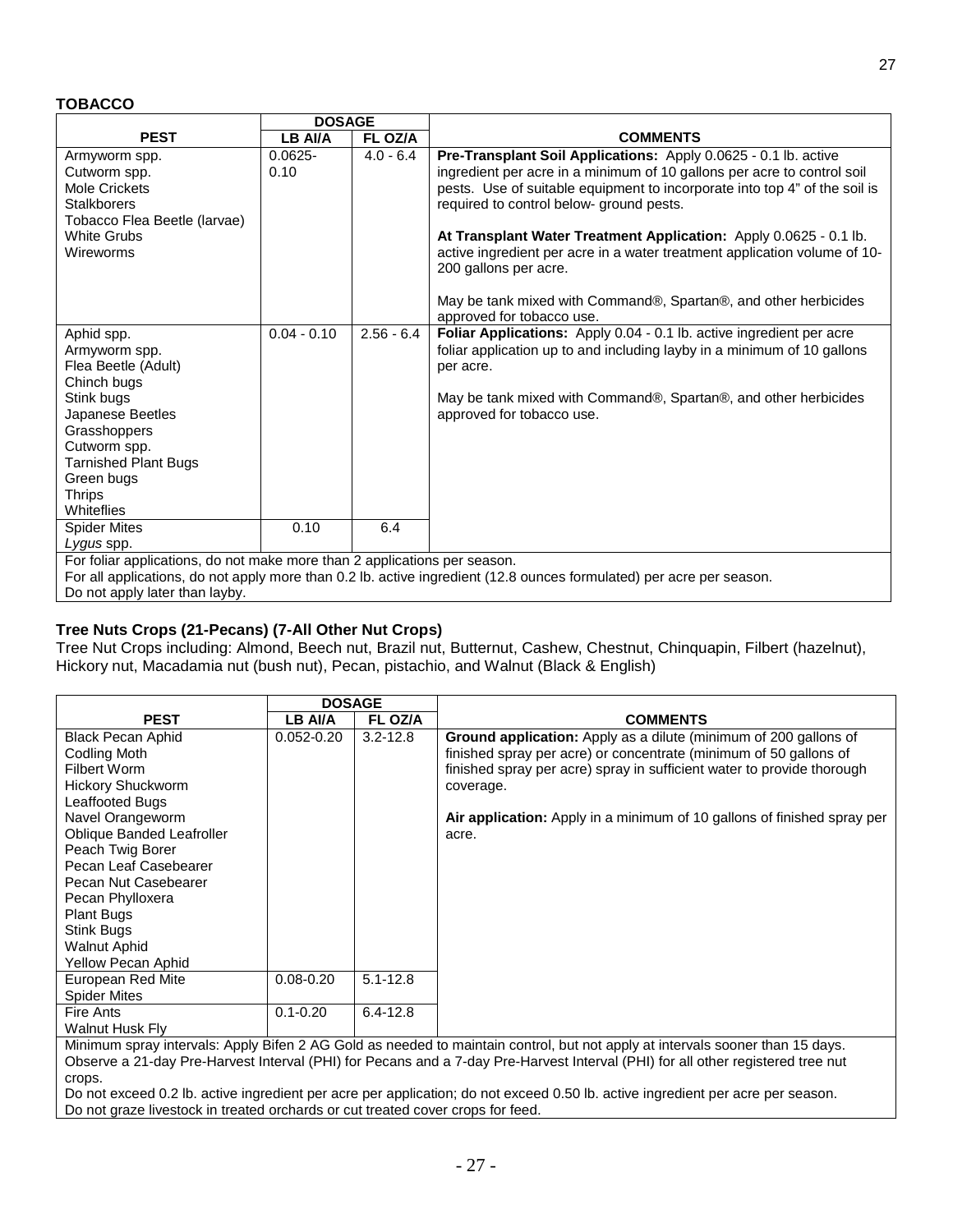## TOBACCO

| PEST | DOSAGE LB AI/A | FL OZ/A | COMMENTS |
|---|---|---|---|
| Armyworm spp.<br>Cutworm spp.<br>Mole Crickets<br>Stalkborers<br>Tobacco Flea Beetle (larvae)<br>White Grubs<br>Wireworms | 0.0625-0.10 | 4.0 - 6.4 | **Pre-Transplant Soil Applications:** Apply 0.0625 - 0.1 lb. active ingredient per acre in a minimum of 10 gallons per acre to control soil pests. Use of suitable equipment to incorporate into top 4" of the soil is required to control below- ground pests.<br><br>**At Transplant Water Treatment Application:** Apply 0.0625 - 0.1 lb. active ingredient per acre in a water treatment application volume of 10-200 gallons per acre.<br><br>May be tank mixed with Command®, Spartan®, and other herbicides approved for tobacco use. |
| Aphid spp.<br>Armyworm spp.<br>Flea Beetle (Adult)<br>Chinch bugs<br>Stink bugs<br>Japanese Beetles<br>Grasshoppers<br>Cutworm spp.<br>Tarnished Plant Bugs<br>Green bugs<br>Thrips<br>Whiteflies | 0.04 - 0.10 | 2.56 - 6.4 | **Foliar Applications:** Apply 0.04 - 0.1 lb. active ingredient per acre foliar application up to and including layby in a minimum of 10 gallons per acre.<br><br>May be tank mixed with Command®, Spartan®, and other herbicides approved for tobacco use. |
| Spider Mites<br>*Lygus* spp. | 0.10 | 6.4 | |
| For foliar applications, do not make more than 2 applications per season.<br>For all applications, do not apply more than 0.2 lb. active ingredient (12.8 ounces formulated) per acre per season.<br>Do not apply later than layby. | | | |

### Tree Nuts Crops (21-Pecans) (7-All Other Nut Crops)

Tree Nut Crops including: Almond, Beech nut, Brazil nut, Butternut, Cashew, Chestnut, Chinquapin, Filbert (hazelnut), Hickory nut, Macadamia nut (bush nut), Pecan, pistachio, and Walnut (Black & English)

| PEST | DOSAGE LB AI/A | FL OZ/A | COMMENTS |
|---|---|---|---|
| Black Pecan Aphid<br>Codling Moth<br>Filbert Worm<br>Hickory Shuckworm<br>Leaffooted Bugs<br>Navel Orangeworm<br>Oblique Banded Leafroller<br>Peach Twig Borer<br>Pecan Leaf Casebearer<br>Pecan Nut Casebearer<br>Pecan Phylloxera<br>Plant Bugs<br>Stink Bugs<br>Walnut Aphid<br>Yellow Pecan Aphid | 0.052-0.20 | 3.2-12.8 | **Ground application:** Apply as a dilute (minimum of 200 gallons of finished spray per acre) or concentrate (minimum of 50 gallons of finished spray per acre) spray in sufficient water to provide thorough coverage.<br><br>**Air application:** Apply in a minimum of 10 gallons of finished spray per acre. |
| European Red Mite<br>Spider Mites | 0.08-0.20 | 5.1-12.8 | |
| Fire Ants<br>Walnut Husk Fly | 0.1-0.20 | 6.4-12.8 | |
| Minimum spray intervals: Apply Bifen 2 AG Gold as needed to maintain control, but not apply at intervals sooner than 15 days.<br>Observe a 21-day Pre-Harvest Interval (PHI) for Pecans and a 7-day Pre-Harvest Interval (PHI) for all other registered tree nut crops.<br>Do not exceed 0.2 lb. active ingredient per acre per application; do not exceed 0.50 lb. active ingredient per acre per season.<br>Do not graze livestock in treated orchards or cut treated cover crops for feed. | | | |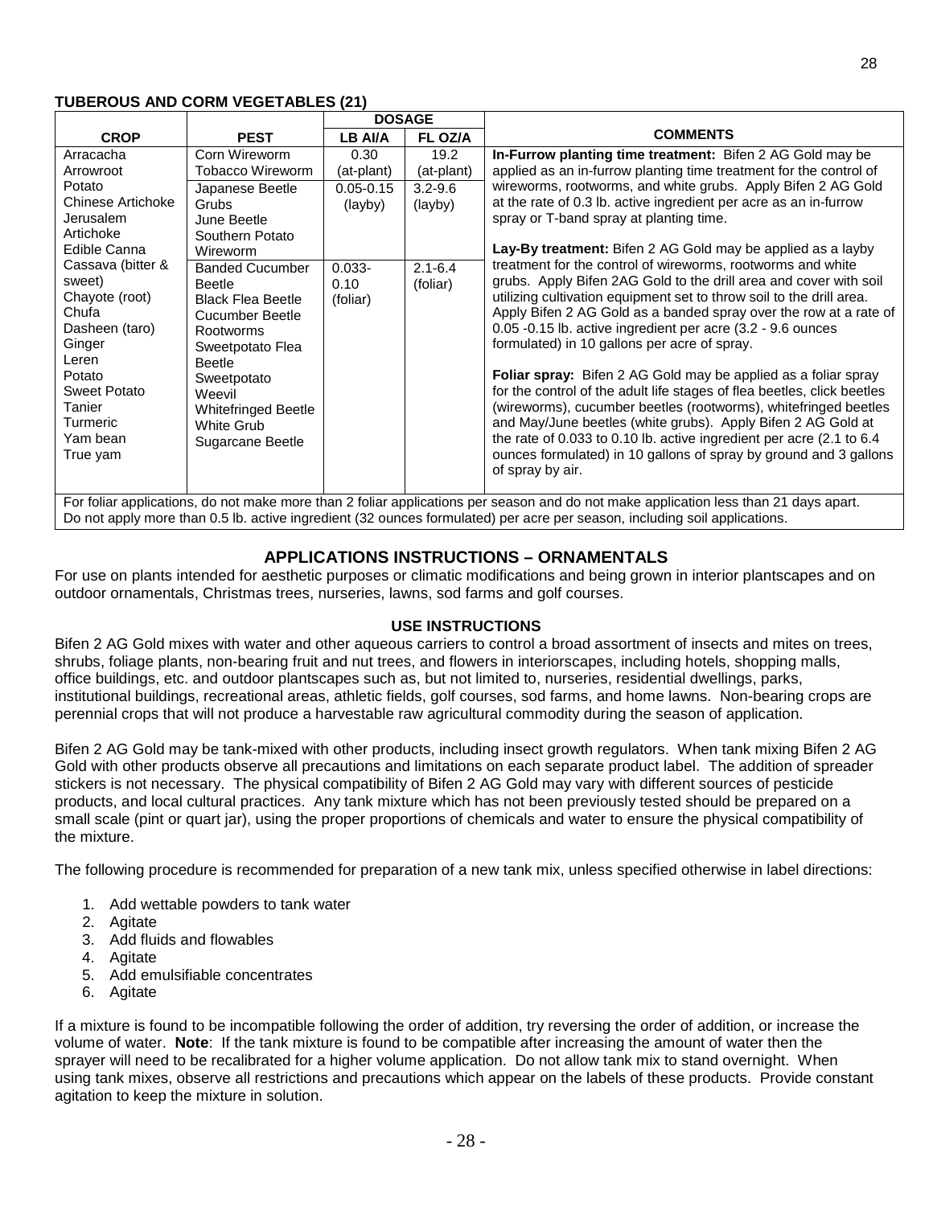**TUBEROUS AND CORM VEGETABLES (21)**

| CROP | PEST | DOSAGE | | COMMENTS |
|---|---|---|---|---|
| | | LB AI/A | FL OZ/A | |
| Arracacha<br>Arrowroot<br>Potato<br>Chinese Artichoke<br>Jerusalem Artichoke<br>Edible Canna<br>Cassava (bitter & sweet)<br>Chayote (root)<br>Chufa<br>Dasheen (taro)<br>Ginger<br>Leren<br>Potato<br>Sweet Potato<br>Tanier<br>Turmeric<br>Yam bean<br>True yam | Corn Wireworm<br>Tobacco Wireworm | 0.30 (at-plant) | 19.2 (at-plant) | **In-Furrow planting time treatment:** Bifen 2 AG Gold may be applied as an in-furrow planting time treatment for the control of wireworms, rootworms, and white grubs. Apply Bifen 2 AG Gold at the rate of 0.3 lb. active ingredient per acre as an in-furrow spray or T-band spray at planting time.<br><br>**Lay-By treatment:** Bifen 2 AG Gold may be applied as a layby treatment for the control of wireworms, rootworms and white grubs. Apply Bifen 2AG Gold to the drill area and cover with soil utilizing cultivation equipment set to throw soil to the drill area. Apply Bifen 2 AG Gold as a banded spray over the row at a rate of 0.05 -0.15 lb. active ingredient per acre (3.2 - 9.6 ounces formulated) in 10 gallons per acre of spray.<br><br>**Foliar spray:** Bifen 2 AG Gold may be applied as a foliar spray for the control of the adult life stages of flea beetles, click beetles (wireworms), cucumber beetles (rootworms), whitefringed beetles and May/June beetles (white grubs). Apply Bifen 2 AG Gold at the rate of 0.033 to 0.10 lb. active ingredient per acre (2.1 to 6.4 ounces formulated) in 10 gallons of spray by ground and 3 gallons of spray by air. |
| | Japanese Beetle Grubs<br>June Beetle<br>Southern Potato Wireworm | 0.05-0.15 (layby) | 3.2-9.6 (layby) | |
| | Banded Cucumber Beetle<br>Black Flea Beetle<br>Cucumber Beetle<br>Rootworms<br>Sweetpotato Flea Beetle<br>Sweetpotato Weevil<br>Whitefringed Beetle<br>White Grub<br>Sugarcane Beetle | 0.033-0.10 (foliar) | 2.1-6.4 (foliar) | |
| For foliar applications, do not make more than 2 foliar applications per season and do not make application less than 21 days apart. Do not apply more than 0.5 lb. active ingredient (32 ounces formulated) per acre per season, including soil applications. | | | | |

## APPLICATIONS INSTRUCTIONS – ORNAMENTALS

For use on plants intended for aesthetic purposes or climatic modifications and being grown in interior plantscapes and on outdoor ornamentals, Christmas trees, nurseries, lawns, sod farms and golf courses.

### USE INSTRUCTIONS

Bifen 2 AG Gold mixes with water and other aqueous carriers to control a broad assortment of insects and mites on trees, shrubs, foliage plants, non-bearing fruit and nut trees, and flowers in interiorscapes, including hotels, shopping malls, office buildings, etc. and outdoor plantscapes such as, but not limited to, nurseries, residential dwellings, parks, institutional buildings, recreational areas, athletic fields, golf courses, sod farms, and home lawns. Non-bearing crops are perennial crops that will not produce a harvestable raw agricultural commodity during the season of application.

Bifen 2 AG Gold may be tank-mixed with other products, including insect growth regulators. When tank mixing Bifen 2 AG Gold with other products observe all precautions and limitations on each separate product label. The addition of spreader stickers is not necessary. The physical compatibility of Bifen 2 AG Gold may vary with different sources of pesticide products, and local cultural practices. Any tank mixture which has not been previously tested should be prepared on a small scale (pint or quart jar), using the proper proportions of chemicals and water to ensure the physical compatibility of the mixture.

The following procedure is recommended for preparation of a new tank mix, unless specified otherwise in label directions:

1. Add wettable powders to tank water
2. Agitate
3. Add fluids and flowables
4. Agitate
5. Add emulsifiable concentrates
6. Agitate

If a mixture is found to be incompatible following the order of addition, try reversing the order of addition, or increase the volume of water. **Note**: If the tank mixture is found to be compatible after increasing the amount of water then the sprayer will need to be recalibrated for a higher volume application. Do not allow tank mix to stand overnight. When using tank mixes, observe all restrictions and precautions which appear on the labels of these products. Provide constant agitation to keep the mixture in solution.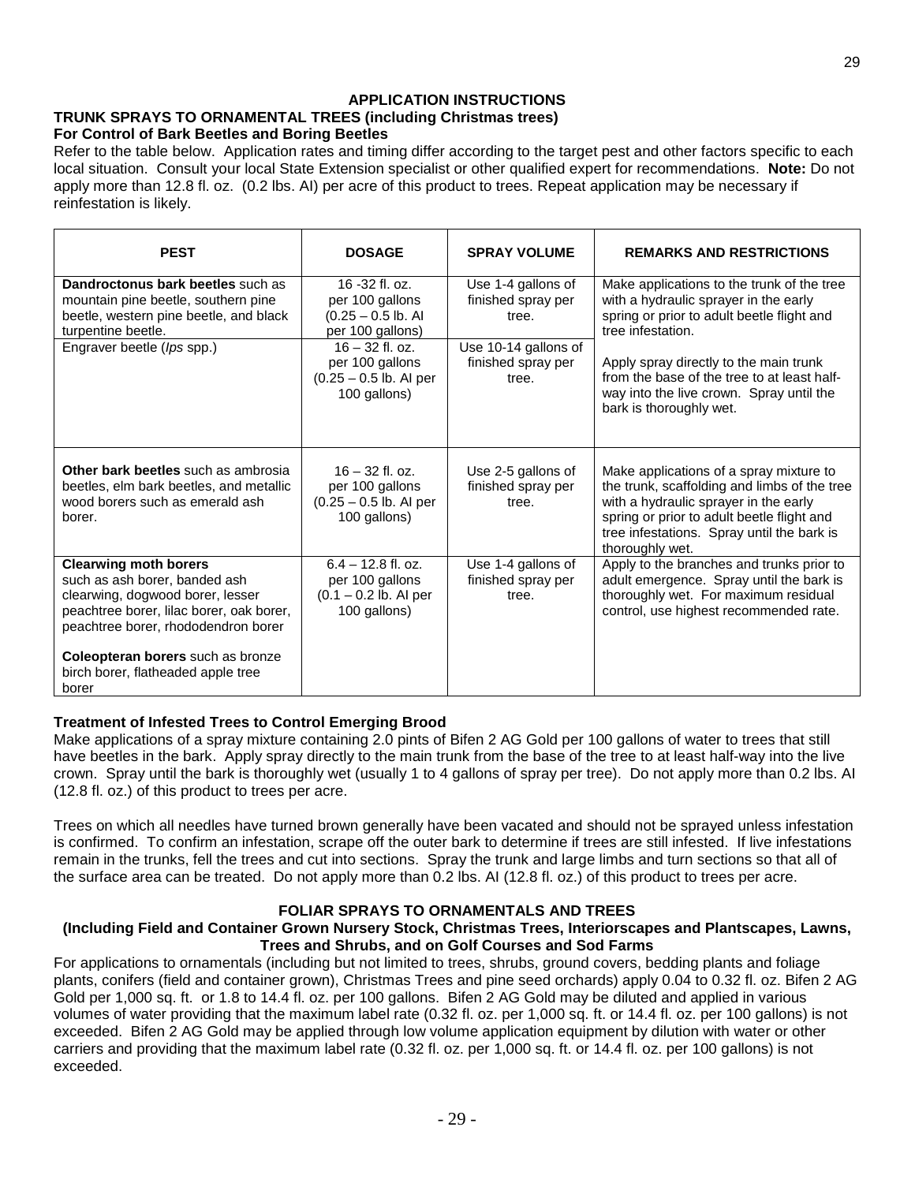## APPLICATION INSTRUCTIONS

### TRUNK SPRAYS TO ORNAMENTAL TREES (including Christmas trees)

**For Control of Bark Beetles and Boring Beetles**

Refer to the table below. Application rates and timing differ according to the target pest and other factors specific to each local situation. Consult your local State Extension specialist or other qualified expert for recommendations. **Note:** Do not apply more than 12.8 fl. oz. (0.2 lbs. AI) per acre of this product to trees. Repeat application may be necessary if reinfestation is likely.

| PEST | DOSAGE | SPRAY VOLUME | REMARKS AND RESTRICTIONS |
|---|---|---|---|
| **Dandroctonus bark beetles** such as mountain pine beetle, southern pine beetle, western pine beetle, and black turpentine beetle. | 16 -32 fl. oz. per 100 gallons (0.25 – 0.5 lb. AI per 100 gallons) | Use 1-4 gallons of finished spray per tree. | Make applications to the trunk of the tree with a hydraulic sprayer in the early spring or prior to adult beetle flight and tree infestation. |
| Engraver beetle (*Ips* spp.) | 16 – 32 fl. oz. per 100 gallons (0.25 – 0.5 lb. AI per 100 gallons) | Use 10-14 gallons of finished spray per tree. | Apply spray directly to the main trunk from the base of the tree to at least half-way into the live crown. Spray until the bark is thoroughly wet. |
| **Other bark beetles** such as ambrosia beetles, elm bark beetles, and metallic wood borers such as emerald ash borer. | 16 – 32 fl. oz. per 100 gallons (0.25 – 0.5 lb. AI per 100 gallons) | Use 2-5 gallons of finished spray per tree. | Make applications of a spray mixture to the trunk, scaffolding and limbs of the tree with a hydraulic sprayer in the early spring or prior to adult beetle flight and tree infestations. Spray until the bark is thoroughly wet. |
| **Clearwing moth borers** such as ash borer, banded ash clearwing, dogwood borer, lesser peachtree borer, lilac borer, oak borer, peachtree borer, rhododendron borer<br><br>**Coleopteran borers** such as bronze birch borer, flatheaded apple tree borer | 6.4 – 12.8 fl. oz. per 100 gallons (0.1 – 0.2 lb. AI per 100 gallons) | Use 1-4 gallons of finished spray per tree. | Apply to the branches and trunks prior to adult emergence. Spray until the bark is thoroughly wet. For maximum residual control, use highest recommended rate. |

**Treatment of Infested Trees to Control Emerging Brood**

Make applications of a spray mixture containing 2.0 pints of Bifen 2 AG Gold per 100 gallons of water to trees that still have beetles in the bark. Apply spray directly to the main trunk from the base of the tree to at least half-way into the live crown. Spray until the bark is thoroughly wet (usually 1 to 4 gallons of spray per tree). Do not apply more than 0.2 lbs. AI (12.8 fl. oz.) of this product to trees per acre.

Trees on which all needles have turned brown generally have been vacated and should not be sprayed unless infestation is confirmed. To confirm an infestation, scrape off the outer bark to determine if trees are still infested. If live infestations remain in the trunks, fell the trees and cut into sections. Spray the trunk and large limbs and turn sections so that all of the surface area can be treated. Do not apply more than 0.2 lbs. AI (12.8 fl. oz.) of this product to trees per acre.

### FOLIAR SPRAYS TO ORNAMENTALS AND TREES

**(Including Field and Container Grown Nursery Stock, Christmas Trees, Interiorscapes and Plantscapes, Lawns, Trees and Shrubs, and on Golf Courses and Sod Farms**

For applications to ornamentals (including but not limited to trees, shrubs, ground covers, bedding plants and foliage plants, conifers (field and container grown), Christmas Trees and pine seed orchards) apply 0.04 to 0.32 fl. oz. Bifen 2 AG Gold per 1,000 sq. ft. or 1.8 to 14.4 fl. oz. per 100 gallons. Bifen 2 AG Gold may be diluted and applied in various volumes of water providing that the maximum label rate (0.32 fl. oz. per 1,000 sq. ft. or 14.4 fl. oz. per 100 gallons) is not exceeded. Bifen 2 AG Gold may be applied through low volume application equipment by dilution with water or other carriers and providing that the maximum label rate (0.32 fl. oz. per 1,000 sq. ft. or 14.4 fl. oz. per 100 gallons) is not exceeded.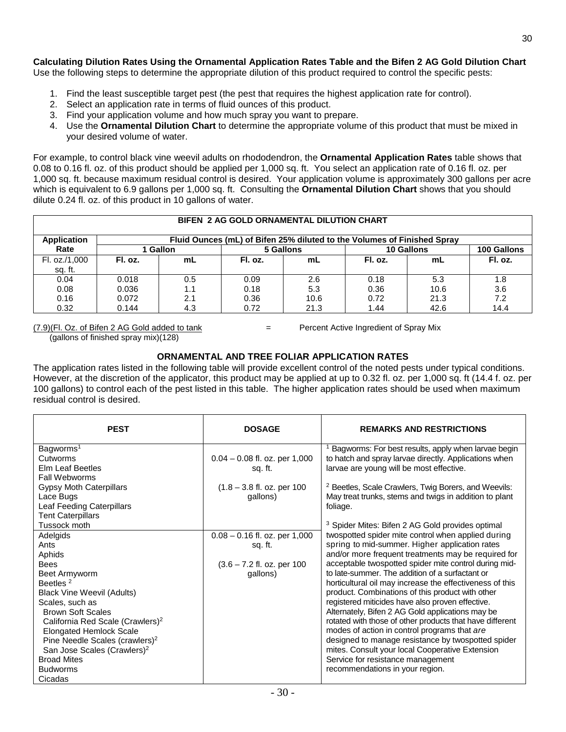**Calculating Dilution Rates Using the Ornamental Application Rates Table and the Bifen 2 AG Gold Dilution Chart**
Use the following steps to determine the appropriate dilution of this product required to control the specific pests:

1. Find the least susceptible target pest (the pest that requires the highest application rate for control).
2. Select an application rate in terms of fluid ounces of this product.
3. Find your application volume and how much spray you want to prepare.
4. Use the **Ornamental Dilution Chart** to determine the appropriate volume of this product that must be mixed in your desired volume of water.

For example, to control black vine weevil adults on rhododendron, the **Ornamental Application Rates** table shows that 0.08 to 0.16 fl. oz. of this product should be applied per 1,000 sq. ft. You select an application rate of 0.16 fl. oz. per 1,000 sq. ft. because maximum residual control is desired. Your application volume is approximately 300 gallons per acre which is equivalent to 6.9 gallons per 1,000 sq. ft. Consulting the **Ornamental Dilution Chart** shows that you should dilute 0.24 fl. oz. of this product in 10 gallons of water.

| BIFEN 2 AG GOLD ORNAMENTAL DILUTION CHART | | | | | | | |
|---|---|---|---|---|---|---|---|
| **Application Rate** | **Fluid Ounces (mL) of Bifen 25% diluted to the Volumes of Finished Spray** | | | | | | |
| | **1 Gallon** | | **5 Gallons** | | **10 Gallons** | | **100 Gallons** |
| Fl. oz./1,000 sq. ft. | **Fl. oz.** | **mL** | **Fl. oz.** | **mL** | **Fl. oz.** | **mL** | **Fl. oz.** |
| 0.04 | 0.018 | 0.5 | 0.09 | 2.6 | 0.18 | 5.3 | 1.8 |
| 0.08 | 0.036 | 1.1 | 0.18 | 5.3 | 0.36 | 10.6 | 3.6 |
| 0.16 | 0.072 | 2.1 | 0.36 | 10.6 | 0.72 | 21.3 | 7.2 |
| 0.32 | 0.144 | 4.3 | 0.72 | 21.3 | 1.44 | 42.6 | 14.4 |

$$\frac{(7.9)(\text{Fl. Oz. of Bifen 2 AG Gold added to tank})}{(\text{gallons of finished spray mix})(128)} = \text{Percent Active Ingredient of Spray Mix}$$

## ORNAMENTAL AND TREE FOLIAR APPLICATION RATES

The application rates listed in the following table will provide excellent control of the noted pests under typical conditions. However, at the discretion of the applicator, this product may be applied at up to 0.32 fl. oz. per 1,000 sq. ft (14.4 f. oz. per 100 gallons) to control each of the pest listed in this table. The higher application rates should be used when maximum residual control is desired.

| PEST | DOSAGE | REMARKS AND RESTRICTIONS |
|---|---|---|
| Bagworms[1]<br>Cutworms<br>Elm Leaf Beetles<br>Fall Webworms<br>Gypsy Moth Caterpillars<br>Lace Bugs<br>Leaf Feeding Caterpillars<br>Tent Caterpillars<br>Tussock moth | 0.04 – 0.08 fl. oz. per 1,000 sq. ft.<br><br>(1.8 – 3.8 fl. oz. per 100 gallons) | [1] Bagworms: For best results, apply when larvae begin to hatch and spray larvae directly. Applications when larvae are young will be most effective.<br><br>[2] Beetles, Scale Crawlers, Twig Borers, and Weevils: May treat trunks, stems and twigs in addition to plant foliage.<br><br>[3] Spider Mites: Bifen 2 AG Gold provides optimal twospotted spider mite control when applied during spring to mid-summer. Higher application rates and/or more frequent treatments may be required for acceptable twospotted spider mite control during mid- to late-summer. The addition of a surfactant or horticultural oil may increase the effectiveness of this product. Combinations of this product with other registered miticides have also proven effective. Alternately, Bifen 2 AG Gold applications may be rotated with those of other products that have different modes of action in control programs that *are* designed to manage resistance by twospotted spider mites. Consult your local Cooperative Extension Service for resistance management recommendations in your region. |
| Adelgids<br>Ants<br>Aphids<br>Bees<br>Beet Armyworm<br>Beetles [2]<br>Black Vine Weevil (Adults)<br>Scales, such as<br>Brown Soft Scales<br>California Red Scale (Crawlers)[2]<br>Elongated Hemlock Scale<br>Pine Needle Scales (crawlers)[2]<br>San Jose Scales (Crawlers)[2]<br>Broad Mites<br>Budworms<br>Cicadas | 0.08 – 0.16 fl. oz. per 1,000 sq. ft.<br><br>(3.6 – 7.2 fl. oz. per 100 gallons) | |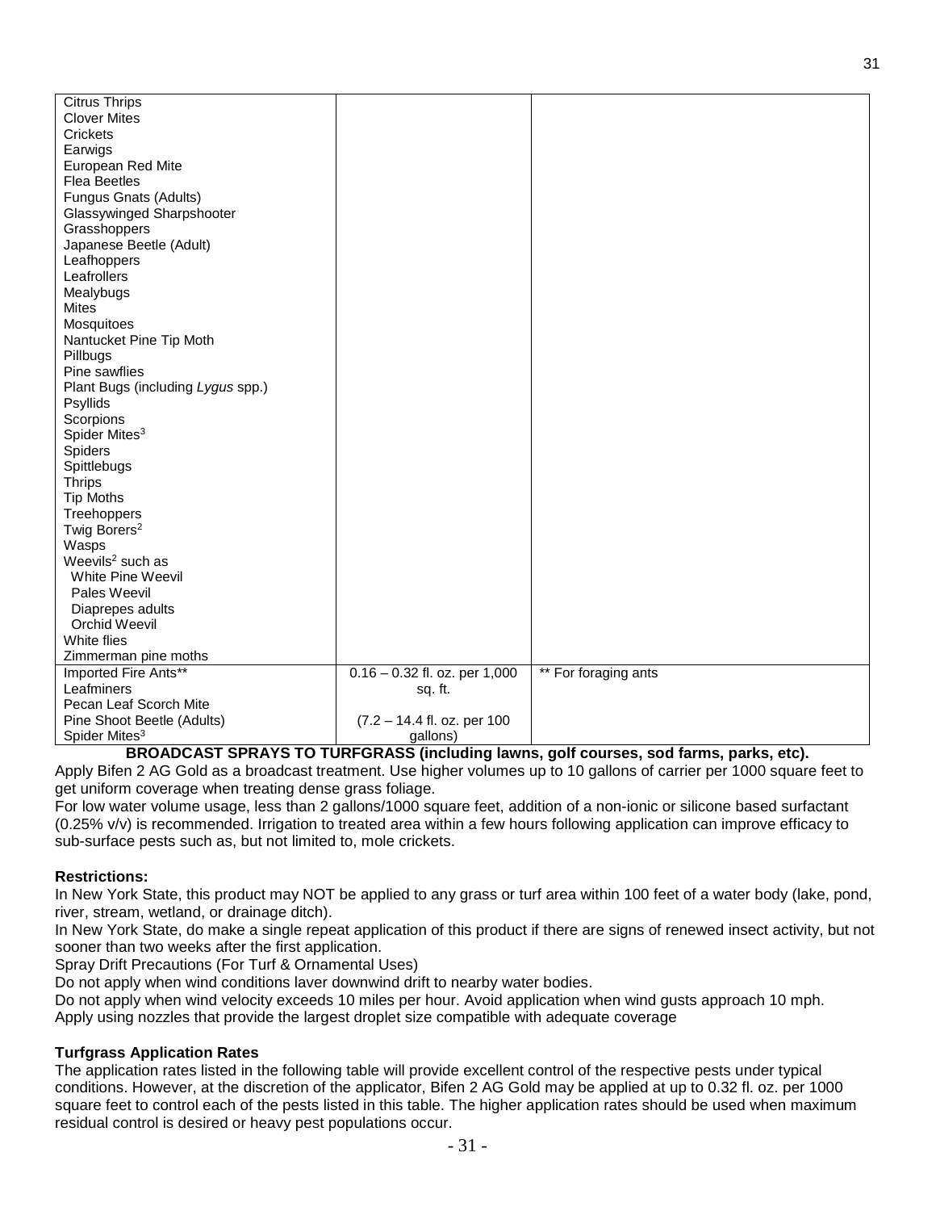| | | |
|---|---|---|
| Citrus Thrips<br>Clover Mites<br>Crickets<br>Earwigs<br>European Red Mite<br>Flea Beetles<br>Fungus Gnats (Adults)<br>Glassywinged Sharpshooter<br>Grasshoppers<br>Japanese Beetle (Adult)<br>Leafhoppers<br>Leafrollers<br>Mealybugs<br>Mites<br>Mosquitoes<br>Nantucket Pine Tip Moth<br>Pillbugs<br>Pine sawflies<br>Plant Bugs (including *Lygus* spp.)<br>Psyllids<br>Scorpions<br>Spider Mites[3]<br>Spiders<br>Spittlebugs<br>Thrips<br>Tip Moths<br>Treehoppers<br>Twig Borers[2]<br>Wasps<br>Weevils[2] such as<br>White Pine Weevil<br>Pales Weevil<br>Diaprepes adults<br>Orchid Weevil<br>White flies<br>Zimmerman pine moths | | |
| Imported Fire Ants**<br>Leafminers<br>Pecan Leaf Scorch Mite<br>Pine Shoot Beetle (Adults)<br>Spider Mites[3] | 0.16 – 0.32 fl. oz. per 1,000 sq. ft.<br><br>(7.2 – 14.4 fl. oz. per 100 gallons) | ** For foraging ants |

**BROADCAST SPRAYS TO TURFGRASS (including lawns, golf courses, sod farms, parks, etc).**

Apply Bifen 2 AG Gold as a broadcast treatment. Use higher volumes up to 10 gallons of carrier per 1000 square feet to get uniform coverage when treating dense grass foliage.

For low water volume usage, less than 2 gallons/1000 square feet, addition of a non-ionic or silicone based surfactant (0.25% v/v) is recommended. Irrigation to treated area within a few hours following application can improve efficacy to sub-surface pests such as, but not limited to, mole crickets.

**Restrictions:**

In New York State, this product may NOT be applied to any grass or turf area within 100 feet of a water body (lake, pond, river, stream, wetland, or drainage ditch).

In New York State, do make a single repeat application of this product if there are signs of renewed insect activity, but not sooner than two weeks after the first application.

Spray Drift Precautions (For Turf & Ornamental Uses)

Do not apply when wind conditions laver downwind drift to nearby water bodies.

Do not apply when wind velocity exceeds 10 miles per hour. Avoid application when wind gusts approach 10 mph.

Apply using nozzles that provide the largest droplet size compatible with adequate coverage

**Turfgrass Application Rates**

The application rates listed in the following table will provide excellent control of the respective pests under typical conditions. However, at the discretion of the applicator, Bifen 2 AG Gold may be applied at up to 0.32 fl. oz. per 1000 square feet to control each of the pests listed in this table. The higher application rates should be used when maximum residual control is desired or heavy pest populations occur.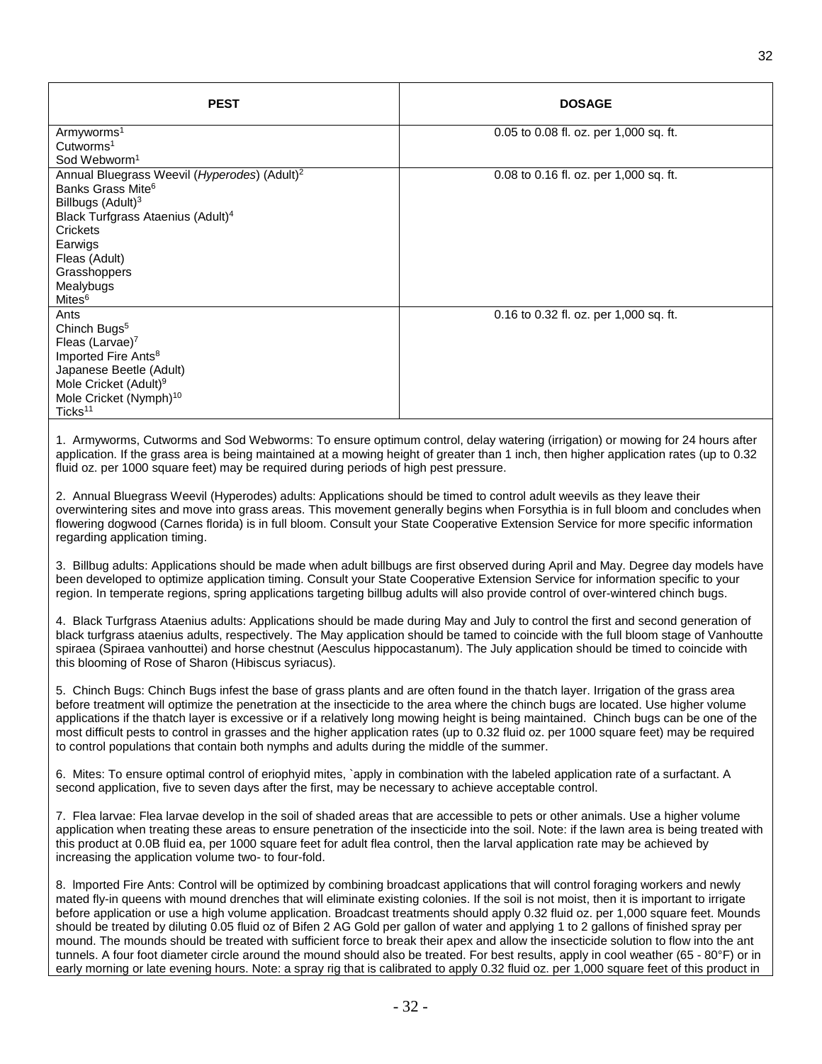| PEST | DOSAGE |
|---|---|
| Armyworms[1]<br>Cutworms[1]<br>Sod Webworm[1] | 0.05 to 0.08 fl. oz. per 1,000 sq. ft. |
| Annual Bluegrass Weevil (*Hyperodes*) (Adult)[2]<br>Banks Grass Mite[6]<br>Billbugs (Adult)[3]<br>Black Turfgrass Ataenius (Adult)[4]<br>Crickets<br>Earwigs<br>Fleas (Adult)<br>Grasshoppers<br>Mealybugs<br>Mites[6] | 0.08 to 0.16 fl. oz. per 1,000 sq. ft. |
| Ants<br>Chinch Bugs[5]<br>Fleas (Larvae)[7]<br>Imported Fire Ants[8]<br>Japanese Beetle (Adult)<br>Mole Cricket (Adult)[9]<br>Mole Cricket (Nymph)[10]<br>Ticks[11] | 0.16 to 0.32 fl. oz. per 1,000 sq. ft. |

1. Armyworms, Cutworms and Sod Webworms: To ensure optimum control, delay watering (irrigation) or mowing for 24 hours after application. If the grass area is being maintained at a mowing height of greater than 1 inch, then higher application rates (up to 0.32 fluid oz. per 1000 square feet) may be required during periods of high pest pressure.

2. Annual Bluegrass Weevil (Hyperodes) adults: Applications should be timed to control adult weevils as they leave their overwintering sites and move into grass areas. This movement generally begins when Forsythia is in full bloom and concludes when flowering dogwood (Carnes florida) is in full bloom. Consult your State Cooperative Extension Service for more specific information regarding application timing.

3. Billbug adults: Applications should be made when adult billbugs are first observed during April and May. Degree day models have been developed to optimize application timing. Consult your State Cooperative Extension Service for information specific to your region. In temperate regions, spring applications targeting billbug adults will also provide control of over-wintered chinch bugs.

4. Black Turfgrass Ataenius adults: Applications should be made during May and July to control the first and second generation of black turfgrass ataenius adults, respectively. The May application should be tamed to coincide with the full bloom stage of Vanhoutte spiraea (Spiraea vanhouttei) and horse chestnut (Aesculus hippocastanum). The July application should be timed to coincide with this blooming of Rose of Sharon (Hibiscus syriacus).

5. Chinch Bugs: Chinch Bugs infest the base of grass plants and are often found in the thatch layer. Irrigation of the grass area before treatment will optimize the penetration at the insecticide to the area where the chinch bugs are located. Use higher volume applications if the thatch layer is excessive or if a relatively long mowing height is being maintained. Chinch bugs can be one of the most difficult pests to control in grasses and the higher application rates (up to 0.32 fluid oz. per 1000 square feet) may be required to control populations that contain both nymphs and adults during the middle of the summer.

6. Mites: To ensure optimal control of eriophyid mites, `apply in combination with the labeled application rate of a surfactant. A second application, five to seven days after the first, may be necessary to achieve acceptable control.

7. Flea larvae: Flea larvae develop in the soil of shaded areas that are accessible to pets or other animals. Use a higher volume application when treating these areas to ensure penetration of the insecticide into the soil. Note: if the lawn area is being treated with this product at 0.0B fluid ea, per 1000 square feet for adult flea control, then the larval application rate may be achieved by increasing the application volume two- to four-fold.

8. Imported Fire Ants: Control will be optimized by combining broadcast applications that will control foraging workers and newly mated fly-in queens with mound drenches that will eliminate existing colonies. If the soil is not moist, then it is important to irrigate before application or use a high volume application. Broadcast treatments should apply 0.32 fluid oz. per 1,000 square feet. Mounds should be treated by diluting 0.05 fluid oz of Bifen 2 AG Gold per gallon of water and applying 1 to 2 gallons of finished spray per mound. The mounds should be treated with sufficient force to break their apex and allow the insecticide solution to flow into the ant tunnels. A four foot diameter circle around the mound should also be treated. For best results, apply in cool weather (65 - 80°F) or in early morning or late evening hours. Note: a spray rig that is calibrated to apply 0.32 fluid oz. per 1,000 square feet of this product in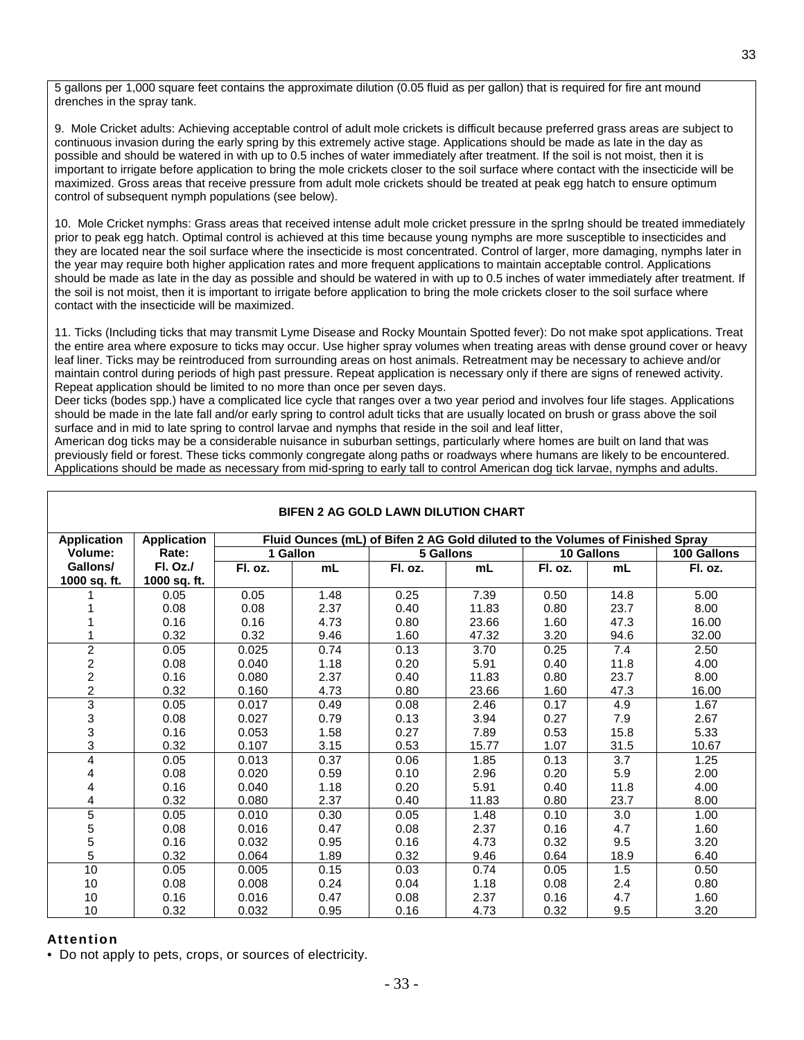5 gallons per 1,000 square feet contains the approximate dilution (0.05 fluid as per gallon) that is required for fire ant mound drenches in the spray tank.

9. Mole Cricket adults: Achieving acceptable control of adult mole crickets is difficult because preferred grass areas are subject to continuous invasion during the early spring by this extremely active stage. Applications should be made as late in the day as possible and should be watered in with up to 0.5 inches of water immediately after treatment. If the soil is not moist, then it is important to irrigate before application to bring the mole crickets closer to the soil surface where contact with the insecticide will be maximized. Gross areas that receive pressure from adult mole crickets should be treated at peak egg hatch to ensure optimum control of subsequent nymph populations (see below).

10. Mole Cricket nymphs: Grass areas that received intense adult mole cricket pressure in the sprIng should be treated immediately prior to peak egg hatch. Optimal control is achieved at this time because young nymphs are more susceptible to insecticides and they are located near the soil surface where the insecticide is most concentrated. Control of larger, more damaging, nymphs later in the year may require both higher application rates and more frequent applications to maintain acceptable control. Applications should be made as late in the day as possible and should be watered in with up to 0.5 inches of water immediately after treatment. If the soil is not moist, then it is important to irrigate before application to bring the mole crickets closer to the soil surface where contact with the insecticide will be maximized.

11. Ticks (Including ticks that may transmit Lyme Disease and Rocky Mountain Spotted fever): Do not make spot applications. Treat the entire area where exposure to ticks may occur. Use higher spray volumes when treating areas with dense ground cover or heavy leaf liner. Ticks may be reintroduced from surrounding areas on host animals. Retreatment may be necessary to achieve and/or maintain control during periods of high past pressure. Repeat application is necessary only if there are signs of renewed activity. Repeat application should be limited to no more than once per seven days.
Deer ticks (bodes spp.) have a complicated lice cycle that ranges over a two year period and involves four life stages. Applications should be made in the late fall and/or early spring to control adult ticks that are usually located on brush or grass above the soil surface and in mid to late spring to control larvae and nymphs that reside in the soil and leaf litter,
American dog ticks may be a considerable nuisance in suburban settings, particularly where homes are built on land that was previously field or forest. These ticks commonly congregate along paths or roadways where humans are likely to be encountered. Applications should be made as necessary from mid-spring to early tall to control American dog tick larvae, nymphs and adults.

**BIFEN 2 AG GOLD LAWN DILUTION CHART**

| Application Volume: Gallons/ 1000 sq. ft. | Application Rate: Fl. Oz./ 1000 sq. ft. | Fluid Ounces (mL) of Bifen 2 AG Gold diluted to the Volumes of Finished Spray | | | | | | |
|---|---|---|---|---|---|---|---|---|
| | | 1 Gallon | | 5 Gallons | | 10 Gallons | | 100 Gallons |
| | | Fl. oz. | mL | Fl. oz. | mL | Fl. oz. | mL | Fl. oz. |
| 1 | 0.05 | 0.05 | 1.48 | 0.25 | 7.39 | 0.50 | 14.8 | 5.00 |
| 1 | 0.08 | 0.08 | 2.37 | 0.40 | 11.83 | 0.80 | 23.7 | 8.00 |
| 1 | 0.16 | 0.16 | 4.73 | 0.80 | 23.66 | 1.60 | 47.3 | 16.00 |
| 1 | 0.32 | 0.32 | 9.46 | 1.60 | 47.32 | 3.20 | 94.6 | 32.00 |
| 2 | 0.05 | 0.025 | 0.74 | 0.13 | 3.70 | 0.25 | 7.4 | 2.50 |
| 2 | 0.08 | 0.040 | 1.18 | 0.20 | 5.91 | 0.40 | 11.8 | 4.00 |
| 2 | 0.16 | 0.080 | 2.37 | 0.40 | 11.83 | 0.80 | 23.7 | 8.00 |
| 2 | 0.32 | 0.160 | 4.73 | 0.80 | 23.66 | 1.60 | 47.3 | 16.00 |
| 3 | 0.05 | 0.017 | 0.49 | 0.08 | 2.46 | 0.17 | 4.9 | 1.67 |
| 3 | 0.08 | 0.027 | 0.79 | 0.13 | 3.94 | 0.27 | 7.9 | 2.67 |
| 3 | 0.16 | 0.053 | 1.58 | 0.27 | 7.89 | 0.53 | 15.8 | 5.33 |
| 3 | 0.32 | 0.107 | 3.15 | 0.53 | 15.77 | 1.07 | 31.5 | 10.67 |
| 4 | 0.05 | 0.013 | 0.37 | 0.06 | 1.85 | 0.13 | 3.7 | 1.25 |
| 4 | 0.08 | 0.020 | 0.59 | 0.10 | 2.96 | 0.20 | 5.9 | 2.00 |
| 4 | 0.16 | 0.040 | 1.18 | 0.20 | 5.91 | 0.40 | 11.8 | 4.00 |
| 4 | 0.32 | 0.080 | 2.37 | 0.40 | 11.83 | 0.80 | 23.7 | 8.00 |
| 5 | 0.05 | 0.010 | 0.30 | 0.05 | 1.48 | 0.10 | 3.0 | 1.00 |
| 5 | 0.08 | 0.016 | 0.47 | 0.08 | 2.37 | 0.16 | 4.7 | 1.60 |
| 5 | 0.16 | 0.032 | 0.95 | 0.16 | 4.73 | 0.32 | 9.5 | 3.20 |
| 5 | 0.32 | 0.064 | 1.89 | 0.32 | 9.46 | 0.64 | 18.9 | 6.40 |
| 10 | 0.05 | 0.005 | 0.15 | 0.03 | 0.74 | 0.05 | 1.5 | 0.50 |
| 10 | 0.08 | 0.008 | 0.24 | 0.04 | 1.18 | 0.08 | 2.4 | 0.80 |
| 10 | 0.16 | 0.016 | 0.47 | 0.08 | 2.37 | 0.16 | 4.7 | 1.60 |
| 10 | 0.32 | 0.032 | 0.95 | 0.16 | 4.73 | 0.32 | 9.5 | 3.20 |

**Attention**

- Do not apply to pets, crops, or sources of electricity.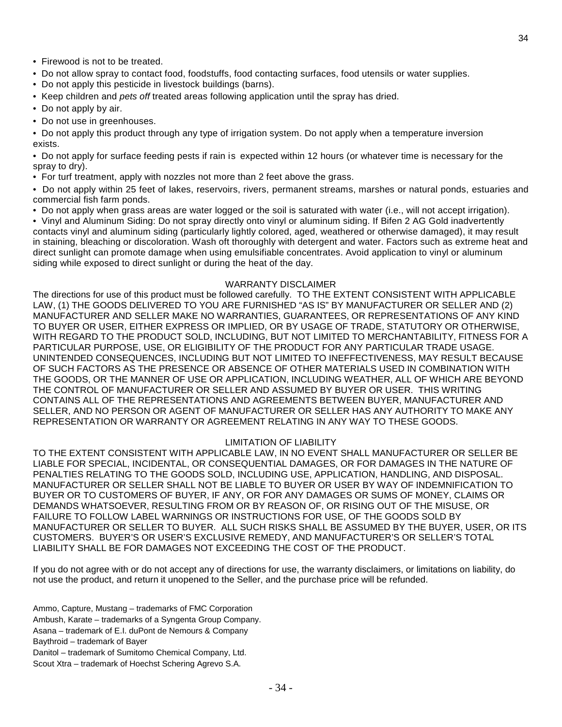- Firewood is not to be treated.
- Do not allow spray to contact food, foodstuffs, food contacting surfaces, food utensils or water supplies.
- Do not apply this pesticide in livestock buildings (barns).
- Keep children and *pets off* treated areas following application until the spray has dried.
- Do not apply by air.
- Do not use in greenhouses.
- Do not apply this product through any type of irrigation system. Do not apply when a temperature inversion exists.
- Do not apply for surface feeding pests if rain is expected within 12 hours (or whatever time is necessary for the spray to dry).
- For turf treatment, apply with nozzles not more than 2 feet above the grass.
- Do not apply within 25 feet of lakes, reservoirs, rivers, permanent streams, marshes or natural ponds, estuaries and commercial fish farm ponds.
- Do not apply when grass areas are water logged or the soil is saturated with water (i.e., will not accept irrigation).
- Vinyl and Aluminum Siding: Do not spray directly onto vinyl or aluminum siding. If Bifen 2 AG Gold inadvertently contacts vinyl and aluminum siding (particularly lightly colored, aged, weathered or otherwise damaged), it may result in staining, bleaching or discoloration. Wash oft thoroughly with detergent and water. Factors such as extreme heat and direct sunlight can promote damage when using emulsifiable concentrates. Avoid application to vinyl or aluminum siding while exposed to direct sunlight or during the heat of the day.

## WARRANTY DISCLAIMER

The directions for use of this product must be followed carefully. TO THE EXTENT CONSISTENT WITH APPLICABLE LAW, (1) THE GOODS DELIVERED TO YOU ARE FURNISHED "AS IS" BY MANUFACTURER OR SELLER AND (2) MANUFACTURER AND SELLER MAKE NO WARRANTIES, GUARANTEES, OR REPRESENTATIONS OF ANY KIND TO BUYER OR USER, EITHER EXPRESS OR IMPLIED, OR BY USAGE OF TRADE, STATUTORY OR OTHERWISE, WITH REGARD TO THE PRODUCT SOLD, INCLUDING, BUT NOT LIMITED TO MERCHANTABILITY, FITNESS FOR A PARTICULAR PURPOSE, USE, OR ELIGIBILITY OF THE PRODUCT FOR ANY PARTICULAR TRADE USAGE. UNINTENDED CONSEQUENCES, INCLUDING BUT NOT LIMITED TO INEFFECTIVENESS, MAY RESULT BECAUSE OF SUCH FACTORS AS THE PRESENCE OR ABSENCE OF OTHER MATERIALS USED IN COMBINATION WITH THE GOODS, OR THE MANNER OF USE OR APPLICATION, INCLUDING WEATHER, ALL OF WHICH ARE BEYOND THE CONTROL OF MANUFACTURER OR SELLER AND ASSUMED BY BUYER OR USER. THIS WRITING CONTAINS ALL OF THE REPRESENTATIONS AND AGREEMENTS BETWEEN BUYER, MANUFACTURER AND SELLER, AND NO PERSON OR AGENT OF MANUFACTURER OR SELLER HAS ANY AUTHORITY TO MAKE ANY REPRESENTATION OR WARRANTY OR AGREEMENT RELATING IN ANY WAY TO THESE GOODS.

## LIMITATION OF LIABILITY

TO THE EXTENT CONSISTENT WITH APPLICABLE LAW, IN NO EVENT SHALL MANUFACTURER OR SELLER BE LIABLE FOR SPECIAL, INCIDENTAL, OR CONSEQUENTIAL DAMAGES, OR FOR DAMAGES IN THE NATURE OF PENALTIES RELATING TO THE GOODS SOLD, INCLUDING USE, APPLICATION, HANDLING, AND DISPOSAL. MANUFACTURER OR SELLER SHALL NOT BE LIABLE TO BUYER OR USER BY WAY OF INDEMNIFICATION TO BUYER OR TO CUSTOMERS OF BUYER, IF ANY, OR FOR ANY DAMAGES OR SUMS OF MONEY, CLAIMS OR DEMANDS WHATSOEVER, RESULTING FROM OR BY REASON OF, OR RISING OUT OF THE MISUSE, OR FAILURE TO FOLLOW LABEL WARNINGS OR INSTRUCTIONS FOR USE, OF THE GOODS SOLD BY MANUFACTURER OR SELLER TO BUYER. ALL SUCH RISKS SHALL BE ASSUMED BY THE BUYER, USER, OR ITS CUSTOMERS. BUYER'S OR USER'S EXCLUSIVE REMEDY, AND MANUFACTURER'S OR SELLER'S TOTAL LIABILITY SHALL BE FOR DAMAGES NOT EXCEEDING THE COST OF THE PRODUCT.

If you do not agree with or do not accept any of directions for use, the warranty disclaimers, or limitations on liability, do not use the product, and return it unopened to the Seller, and the purchase price will be refunded.

Ammo, Capture, Mustang – trademarks of FMC Corporation
Ambush, Karate – trademarks of a Syngenta Group Company.
Asana – trademark of E.I. duPont de Nemours & Company
Baythroid – trademark of Bayer
Danitol – trademark of Sumitomo Chemical Company, Ltd.
Scout Xtra – trademark of Hoechst Schering Agrevo S.A.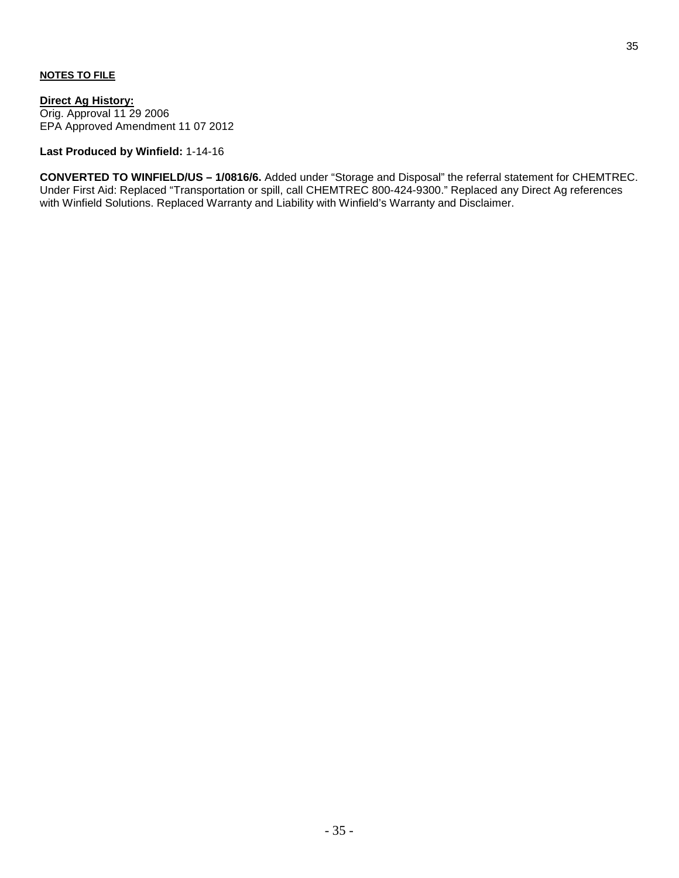**NOTES TO FILE**

**Direct Ag History:**
Orig. Approval 11 29 2006
EPA Approved Amendment 11 07 2012

**Last Produced by Winfield:** 1-14-16

**CONVERTED TO WINFIELD/US – 1/0816/6.** Added under "Storage and Disposal" the referral statement for CHEMTREC. Under First Aid: Replaced "Transportation or spill, call CHEMTREC 800-424-9300." Replaced any Direct Ag references with Winfield Solutions. Replaced Warranty and Liability with Winfield's Warranty and Disclaimer.